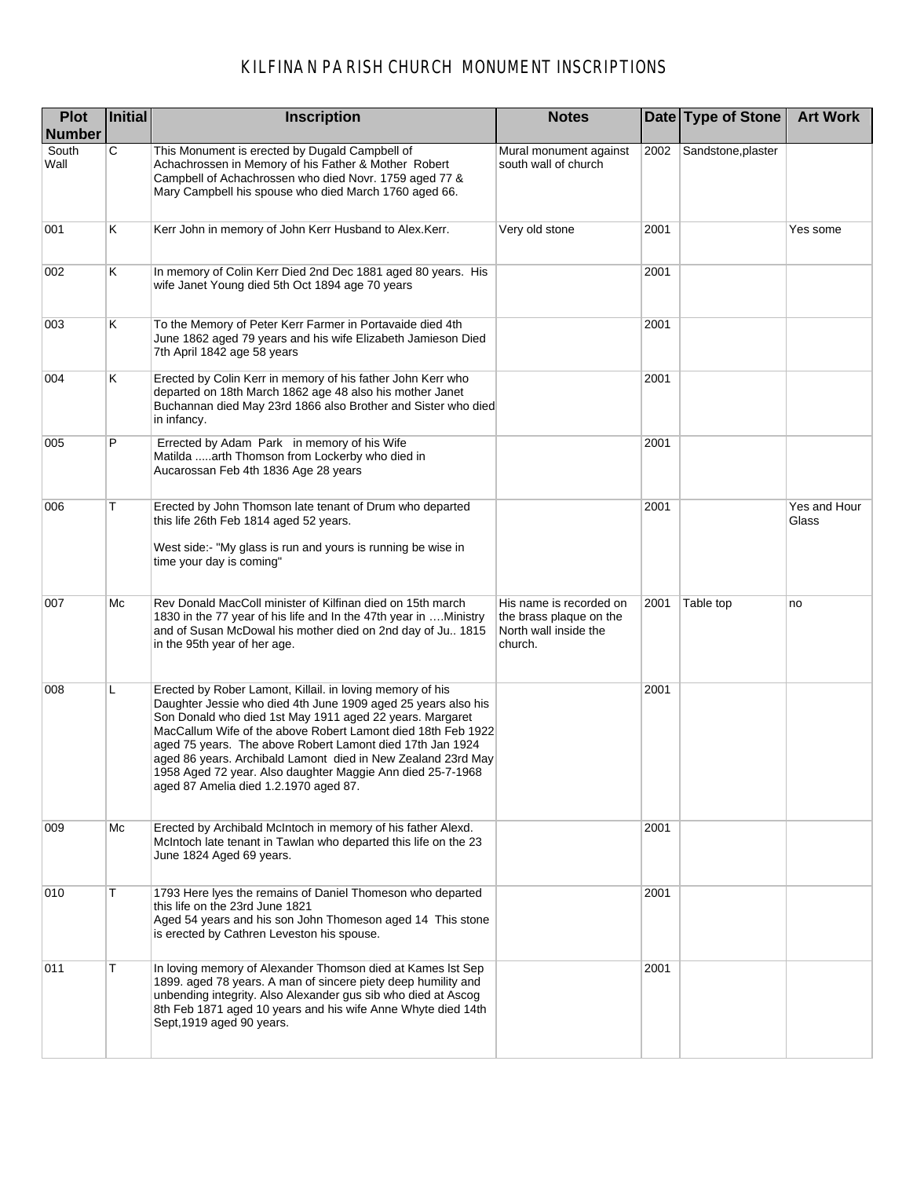# KILFINAN PARISH CHURCH MONUMENT INSCRIPTIONS

| Plot Number | Initial | Inscription | Notes | Date | Type of Stone | Art Work |
|---|---|---|---|---|---|---|
| South Wall | C | This Monument is erected by Dugald Campbell of Achachrossen in Memory of his Father & Mother Robert Campbell of Achachrossen who died Novr. 1759 aged 77 & Mary Campbell his spouse who died March 1760 aged 66. | Mural monument against south wall of church | 2002 | Sandstone,plaster | |
| 001 | K | Kerr John in memory of John Kerr Husband to Alex.Kerr. | Very old stone | 2001 | | Yes some |
| 002 | K | In memory of Colin Kerr Died 2nd Dec 1881 aged 80 years. His wife Janet Young died 5th Oct 1894 age 70 years | | 2001 | | |
| 003 | K | To the Memory of Peter Kerr Farmer in Portavaide died 4th June 1862 aged 79 years and his wife Elizabeth Jamieson Died 7th April 1842 age 58 years | | 2001 | | |
| 004 | K | Erected by Colin Kerr in memory of his father John Kerr who departed on 18th March 1862 age 48 also his mother Janet Buchannan died May 23rd 1866 also Brother and Sister who died in infancy. | | 2001 | | |
| 005 | P | Errected by Adam Park in memory of his Wife Matilda .....arth Thomson from Lockerby who died in Aucarossan Feb 4th 1836 Age 28 years | | 2001 | | |
| 006 | T | Erected by John Thomson late tenant of Drum who departed this life 26th Feb 1814 aged 52 years.<br><br>West side:- "My glass is run and yours is running be wise in time your day is coming" | | 2001 | | Yes and Hour Glass |
| 007 | Mc | Rev Donald MacColl minister of Kilfinan died on 15th march 1830 in the 77 year of his life and In the 47th year in ….Ministry and of Susan McDowal his mother died on 2nd day of Ju.. 1815 in the 95th year of her age. | His name is recorded on the brass plaque on the North wall inside the church. | 2001 | Table top | no |
| 008 | L | Erected by Rober Lamont, Killail. in loving memory of his Daughter Jessie who died 4th June 1909 aged 25 years also his Son Donald who died 1st May 1911 aged 22 years. Margaret MacCallum Wife of the above Robert Lamont died 18th Feb 1922 aged 75 years. The above Robert Lamont died 17th Jan 1924 aged 86 years. Archibald Lamont died in New Zealand 23rd May 1958 Aged 72 year. Also daughter Maggie Ann died 25-7-1968 aged 87 Amelia died 1.2.1970 aged 87. | | 2001 | | |
| 009 | Mc | Erected by Archibald McIntoch in memory of his father Alexd. McIntoch late tenant in Tawlan who departed this life on the 23 June 1824 Aged 69 years. | | 2001 | | |
| 010 | T | 1793 Here lyes the remains of Daniel Thomeson who departed this life on the 23rd June 1821<br>Aged 54 years and his son John Thomeson aged 14 This stone is erected by Cathren Leveston his spouse. | | 2001 | | |
| 011 | T | In loving memory of Alexander Thomson died at Kames lst Sep 1899. aged 78 years. A man of sincere piety deep humility and unbending integrity. Also Alexander gus sib who died at Ascog 8th Feb 1871 aged 10 years and his wife Anne Whyte died 14th Sept,1919 aged 90 years. | | 2001 | | |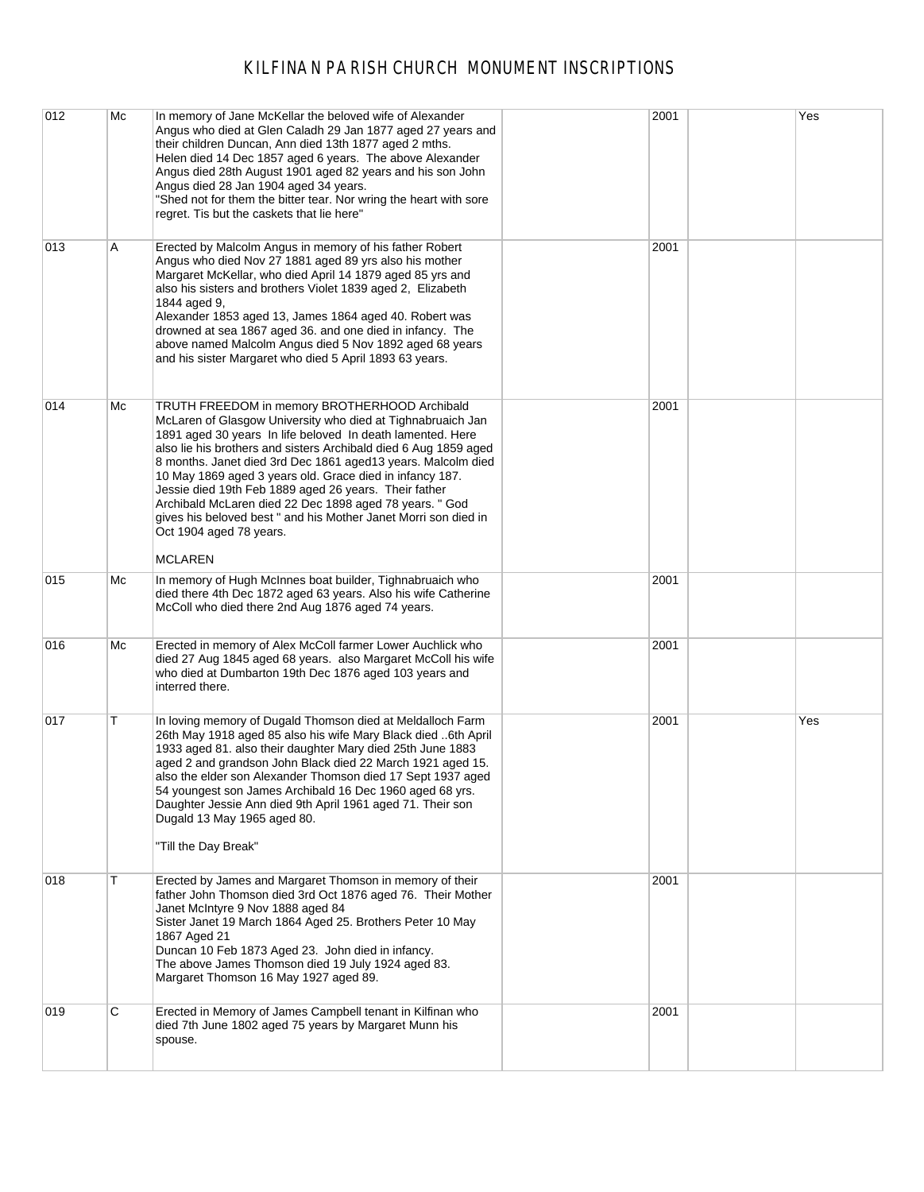# KILFINAN PARISH CHURCH MONUMENT INSCRIPTIONS

| | | | | | | |
|---|---|---|---|---|---|---|
| 012 | Mc | In memory of Jane McKellar the beloved wife of Alexander Angus who died at Glen Caladh 29 Jan 1877 aged 27 years and their children Duncan, Ann died 13th 1877 aged 2 mths. Helen died 14 Dec 1857 aged 6 years. The above Alexander Angus died 28th August 1901 aged 82 years and his son John Angus died 28 Jan 1904 aged 34 years. "Shed not for them the bitter tear. Nor wring the heart with sore regret. Tis but the caskets that lie here" | | 2001 | | Yes |
| 013 | A | Erected by Malcolm Angus in memory of his father Robert Angus who died Nov 27 1881 aged 89 yrs also his mother Margaret McKellar, who died April 14 1879 aged 85 yrs and also his sisters and brothers Violet 1839 aged 2, Elizabeth 1844 aged 9, Alexander 1853 aged 13, James 1864 aged 40. Robert was drowned at sea 1867 aged 36. and one died in infancy. The above named Malcolm Angus died 5 Nov 1892 aged 68 years and his sister Margaret who died 5 April 1893 63 years. | | 2001 | | |
| 014 | Mc | TRUTH FREEDOM in memory BROTHERHOOD Archibald McLaren of Glasgow University who died at Tighnabruaich Jan 1891 aged 30 years In life beloved In death lamented. Here also lie his brothers and sisters Archibald died 6 Aug 1859 aged 8 months. Janet died 3rd Dec 1861 aged13 years. Malcolm died 10 May 1869 aged 3 years old. Grace died in infancy 187. Jessie died 19th Feb 1889 aged 26 years. Their father Archibald McLaren died 22 Dec 1898 aged 78 years. " God gives his beloved best " and his Mother Janet Morri son died in Oct 1904 aged 78 years. MCLAREN | | 2001 | | |
| 015 | Mc | In memory of Hugh McInnes boat builder, Tighnabruaich who died there 4th Dec 1872 aged 63 years. Also his wife Catherine McColl who died there 2nd Aug 1876 aged 74 years. | | 2001 | | |
| 016 | Mc | Erected in memory of Alex McColl farmer Lower Auchlick who died 27 Aug 1845 aged 68 years. also Margaret McColl his wife who died at Dumbarton 19th Dec 1876 aged 103 years and interred there. | | 2001 | | |
| 017 | T | In loving memory of Dugald Thomson died at Meldalloch Farm 26th May 1918 aged 85 also his wife Mary Black died ..6th April 1933 aged 81. also their daughter Mary died 25th June 1883 aged 2 and grandson John Black died 22 March 1921 aged 15. also the elder son Alexander Thomson died 17 Sept 1937 aged 54 youngest son James Archibald 16 Dec 1960 aged 68 yrs. Daughter Jessie Ann died 9th April 1961 aged 71. Their son Dugald 13 May 1965 aged 80. "Till the Day Break" | | 2001 | | Yes |
| 018 | T | Erected by James and Margaret Thomson in memory of their father John Thomson died 3rd Oct 1876 aged 76. Their Mother Janet McIntyre 9 Nov 1888 aged 84 Sister Janet 19 March 1864 Aged 25. Brothers Peter 10 May 1867 Aged 21 Duncan 10 Feb 1873 Aged 23. John died in infancy. The above James Thomson died 19 July 1924 aged 83. Margaret Thomson 16 May 1927 aged 89. | | 2001 | | |
| 019 | C | Erected in Memory of James Campbell tenant in Kilfinan who died 7th June 1802 aged 75 years by Margaret Munn his spouse. | | 2001 | | |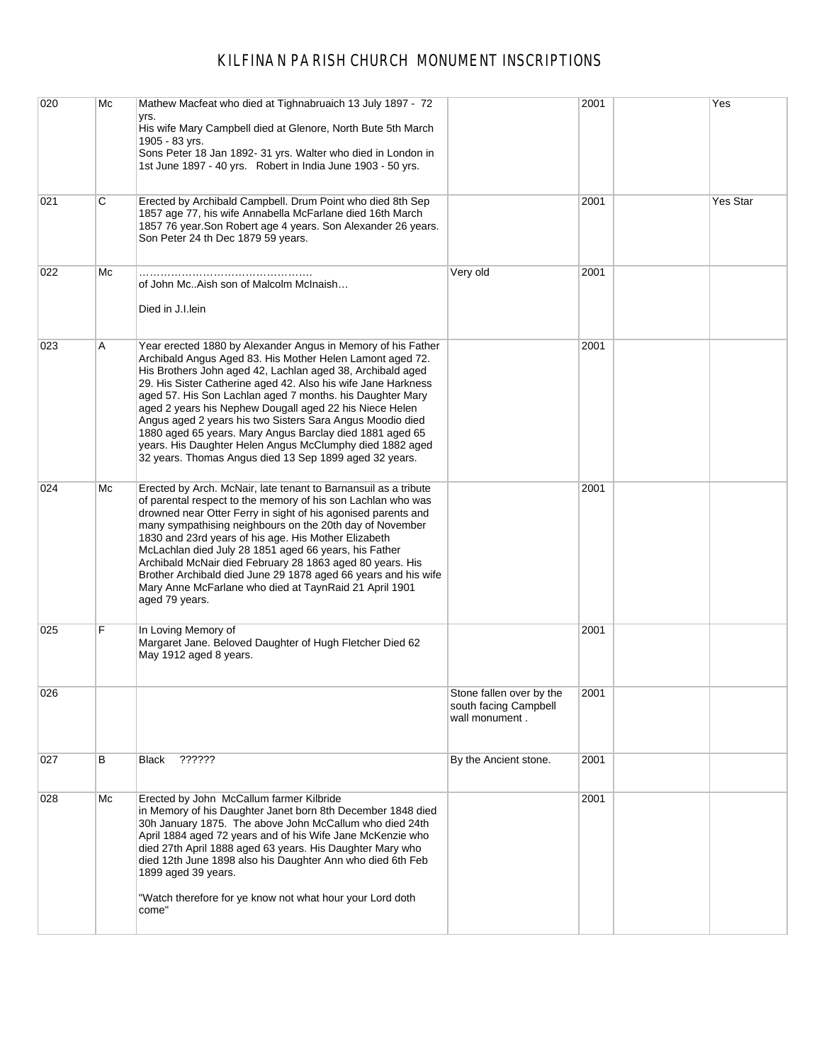# KILFINAN PARISH CHURCH MONUMENT INSCRIPTIONS

| | | | | | | |
|---|---|---|---|---|---|---|
| 020 | Mc | Mathew Macfeat who died at Tighnabruaich 13 July 1897 - 72 yrs.<br>His wife Mary Campbell died at Glenore, North Bute 5th March 1905 - 83 yrs.<br>Sons Peter 18 Jan 1892- 31 yrs. Walter who died in London in 1st June 1897 - 40 yrs. Robert in India June 1903 - 50 yrs. | | 2001 | | Yes |
| 021 | C | Erected by Archibald Campbell. Drum Point who died 8th Sep 1857 age 77, his wife Annabella McFarlane died 16th March 1857 76 year.Son Robert age 4 years. Son Alexander 26 years. Son Peter 24 th Dec 1879 59 years. | | 2001 | | Yes Star |
| 022 | Mc | ………………………………………….<br>of John Mc..Aish son of Malcolm McInaish…<br><br>Died in J.I.lein | Very old | 2001 | | |
| 023 | A | Year erected 1880 by Alexander Angus in Memory of his Father Archibald Angus Aged 83. His Mother Helen Lamont aged 72. His Brothers John aged 42, Lachlan aged 38, Archibald aged 29. His Sister Catherine aged 42. Also his wife Jane Harkness aged 57. His Son Lachlan aged 7 months. his Daughter Mary aged 2 years his Nephew Dougall aged 22 his Niece Helen Angus aged 2 years his two Sisters Sara Angus Moodio died 1880 aged 65 years. Mary Angus Barclay died 1881 aged 65 years. His Daughter Helen Angus McClumphy died 1882 aged 32 years. Thomas Angus died 13 Sep 1899 aged 32 years. | | 2001 | | |
| 024 | Mc | Erected by Arch. McNair, late tenant to Barnansuil as a tribute of parental respect to the memory of his son Lachlan who was drowned near Otter Ferry in sight of his agonised parents and many sympathising neighbours on the 20th day of November 1830 and 23rd years of his age. His Mother Elizabeth McLachlan died July 28 1851 aged 66 years, his Father Archibald McNair died February 28 1863 aged 80 years. His Brother Archibald died June 29 1878 aged 66 years and his wife Mary Anne McFarlane who died at TaynRaid 21 April 1901 aged 79 years. | | 2001 | | |
| 025 | F | In Loving Memory of<br>Margaret Jane. Beloved Daughter of Hugh Fletcher Died 62 May 1912 aged 8 years. | | 2001 | | |
| 026 | | | Stone fallen over by the south facing Campbell wall monument . | 2001 | | |
| 027 | B | Black ?????? | By the Ancient stone. | 2001 | | |
| 028 | Mc | Erected by John McCallum farmer Kilbride<br>in Memory of his Daughter Janet born 8th December 1848 died 30h January 1875. The above John McCallum who died 24th April 1884 aged 72 years and of his Wife Jane McKenzie who died 27th April 1888 aged 63 years. His Daughter Mary who died 12th June 1898 also his Daughter Ann who died 6th Feb 1899 aged 39 years.<br><br>"Watch therefore for ye know not what hour your Lord doth come" | | 2001 | | |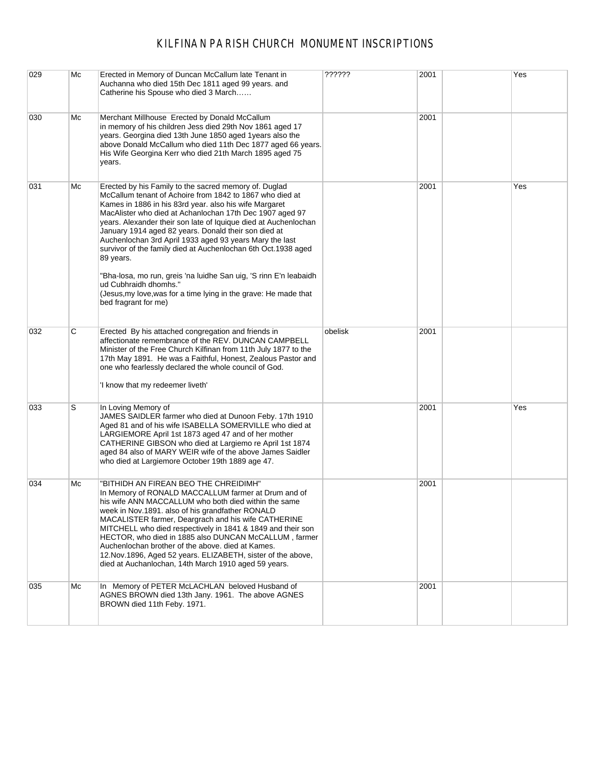# KILFINAN PARISH CHURCH MONUMENT INSCRIPTIONS

| | | | | | | |
|---|---|---|---|---|---|---|
| 029 | Mc | Erected in Memory of Duncan McCallum late Tenant in Auchanna who died 15th Dec 1811 aged 99 years. and Catherine his Spouse who died 3 March…… | ?????? | 2001 | | Yes |
| 030 | Mc | Merchant Millhouse Erected by Donald McCallum in memory of his children Jess died 29th Nov 1861 aged 17 years. Georgina died 13th June 1850 aged 1years also the above Donald McCallum who died 11th Dec 1877 aged 66 years. His Wife Georgina Kerr who died 21th March 1895 aged 75 years. | | 2001 | | |
| 031 | Mc | Erected by his Family to the sacred memory of. Duglad McCallum tenant of Achoire from 1842 to 1867 who died at Kames in 1886 in his 83rd year. also his wife Margaret MacAlister who died at Achanlochan 17th Dec 1907 aged 97 years. Alexander their son late of Iquique died at Auchenlochan January 1914 aged 82 years. Donald their son died at Auchenlochan 3rd April 1933 aged 93 years Mary the last survivor of the family died at Auchenlochan 6th Oct.1938 aged 89 years.<br><br>"Bha-losa, mo run, greis 'na luidhe San uig, 'S rinn E'n leabaidh ud Cubhraidh dhomhs."<br>(Jesus,my love,was for a time lying in the grave: He made that bed fragrant for me) | | 2001 | | Yes |
| 032 | C | Erected By his attached congregation and friends in affectionate remembrance of the REV. DUNCAN CAMPBELL Minister of the Free Church Kilfinan from 11th July 1877 to the 17th May 1891. He was a Faithful, Honest, Zealous Pastor and one who fearlessly declared the whole council of God.<br><br>'I know that my redeemer liveth' | obelisk | 2001 | | |
| 033 | S | In Loving Memory of<br>JAMES SAIDLER farmer who died at Dunoon Feby. 17th 1910 Aged 81 and of his wife ISABELLA SOMERVILLE who died at LARGIEMORE April 1st 1873 aged 47 and of her mother CATHERINE GIBSON who died at Largiemo re April 1st 1874 aged 84 also of MARY WEIR wife of the above James Saidler who died at Largiemore October 19th 1889 age 47. | | 2001 | | Yes |
| 034 | Mc | "BITHIDH AN FIREAN BEO THE CHREIDIMH"<br>In Memory of RONALD MACCALLUM farmer at Drum and of his wife ANN MACCALLUM who both died within the same week in Nov.1891. also of his grandfather RONALD MACALISTER farmer, Deargrach and his wife CATHERINE MITCHELL who died respectively in 1841 & 1849 and their son HECTOR, who died in 1885 also DUNCAN McCALLUM , farmer Auchenlochan brother of the above. died at Kames. 12.Nov.1896, Aged 52 years. ELIZABETH, sister of the above, died at Auchanlochan, 14th March 1910 aged 59 years. | | 2001 | | |
| 035 | Mc | In Memory of PETER McLACHLAN beloved Husband of AGNES BROWN died 13th Jany. 1961. The above AGNES BROWN died 11th Feby. 1971. | | 2001 | | |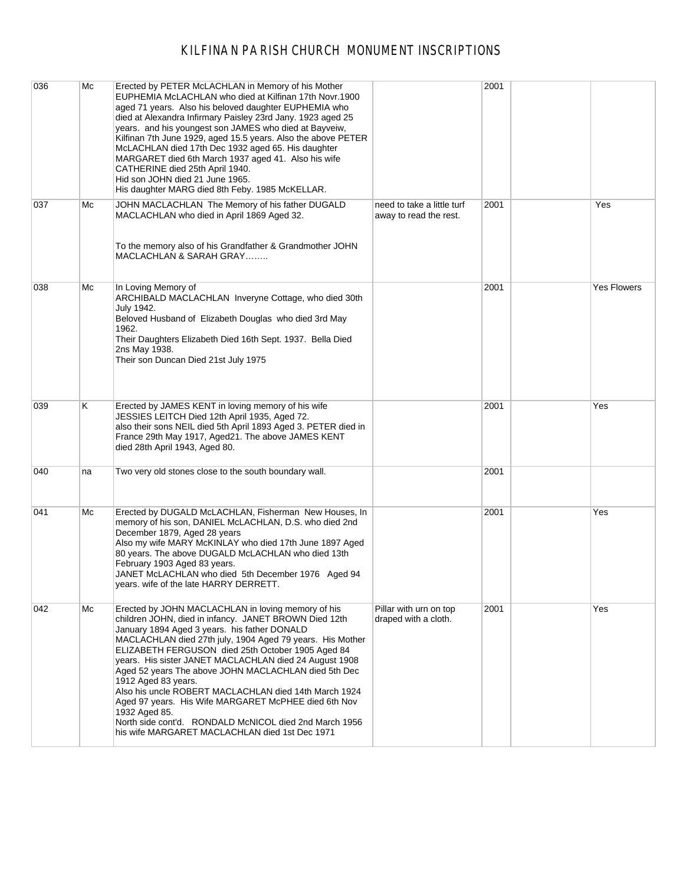# KILFINAN PARISH CHURCH MONUMENT INSCRIPTIONS

| | | | | | | |
|---|---|---|---|---|---|---|
| 036 | Mc | Erected by PETER McLACHLAN in Memory of his Mother EUPHEMIA McLACHLAN who died at Kilfinan 17th Novr.1900 aged 71 years. Also his beloved daughter EUPHEMIA who died at Alexandra Infirmary Paisley 23rd Jany. 1923 aged 25 years. and his youngest son JAMES who died at Bayveiw, Kilfinan 7th June 1929, aged 15.5 years. Also the above PETER McLACHLAN died 17th Dec 1932 aged 65. His daughter MARGARET died 6th March 1937 aged 41. Also his wife CATHERINE died 25th April 1940.<br>Hid son JOHN died 21 June 1965.<br>His daughter MARG died 8th Feby. 1985 McKELLAR. | | 2001 | | |
| 037 | Mc | JOHN MACLACHLAN The Memory of his father DUGALD MACLACHLAN who died in April 1869 Aged 32.<br><br>To the memory also of his Grandfather & Grandmother JOHN MACLACHLAN & SARAH GRAY…….. | need to take a little turf away to read the rest. | 2001 | | Yes |
| 038 | Mc | In Loving Memory of<br>ARCHIBALD MACLACHLAN Inveryne Cottage, who died 30th July 1942.<br>Beloved Husband of Elizabeth Douglas who died 3rd May 1962.<br>Their Daughters Elizabeth Died 16th Sept. 1937. Bella Died 2ns May 1938.<br>Their son Duncan Died 21st July 1975 | | 2001 | | Yes Flowers |
| 039 | K | Erected by JAMES KENT in loving memory of his wife JESSIES LEITCH Died 12th April 1935, Aged 72.<br>also their sons NEIL died 5th April 1893 Aged 3. PETER died in France 29th May 1917, Aged21. The above JAMES KENT died 28th April 1943, Aged 80. | | 2001 | | Yes |
| 040 | na | Two very old stones close to the south boundary wall. | | 2001 | | |
| 041 | Mc | Erected by DUGALD McLACHLAN, Fisherman New Houses, In memory of his son, DANIEL McLACHLAN, D.S. who died 2nd December 1879, Aged 28 years<br>Also my wife MARY McKINLAY who died 17th June 1897 Aged 80 years. The above DUGALD McLACHLAN who died 13th February 1903 Aged 83 years.<br>JANET McLACHLAN who died 5th December 1976 Aged 94 years. wife of the late HARRY DERRETT. | | 2001 | | Yes |
| 042 | Mc | Erected by JOHN MACLACHLAN in loving memory of his children JOHN, died in infancy. JANET BROWN Died 12th January 1894 Aged 3 years. his father DONALD MACLACHLAN died 27th july, 1904 Aged 79 years. His Mother ELIZABETH FERGUSON died 25th October 1905 Aged 84 years. His sister JANET MACLACHLAN died 24 August 1908 Aged 52 years The above JOHN MACLACHLAN died 5th Dec 1912 Aged 83 years.<br>Also his uncle ROBERT MACLACHLAN died 14th March 1924 Aged 97 years. His Wife MARGARET McPHEE died 6th Nov 1932 Aged 85.<br>North side cont'd. RONDALD McNICOL died 2nd March 1956 his wife MARGARET MACLACHLAN died 1st Dec 1971 | Pillar with urn on top draped with a cloth. | 2001 | | Yes |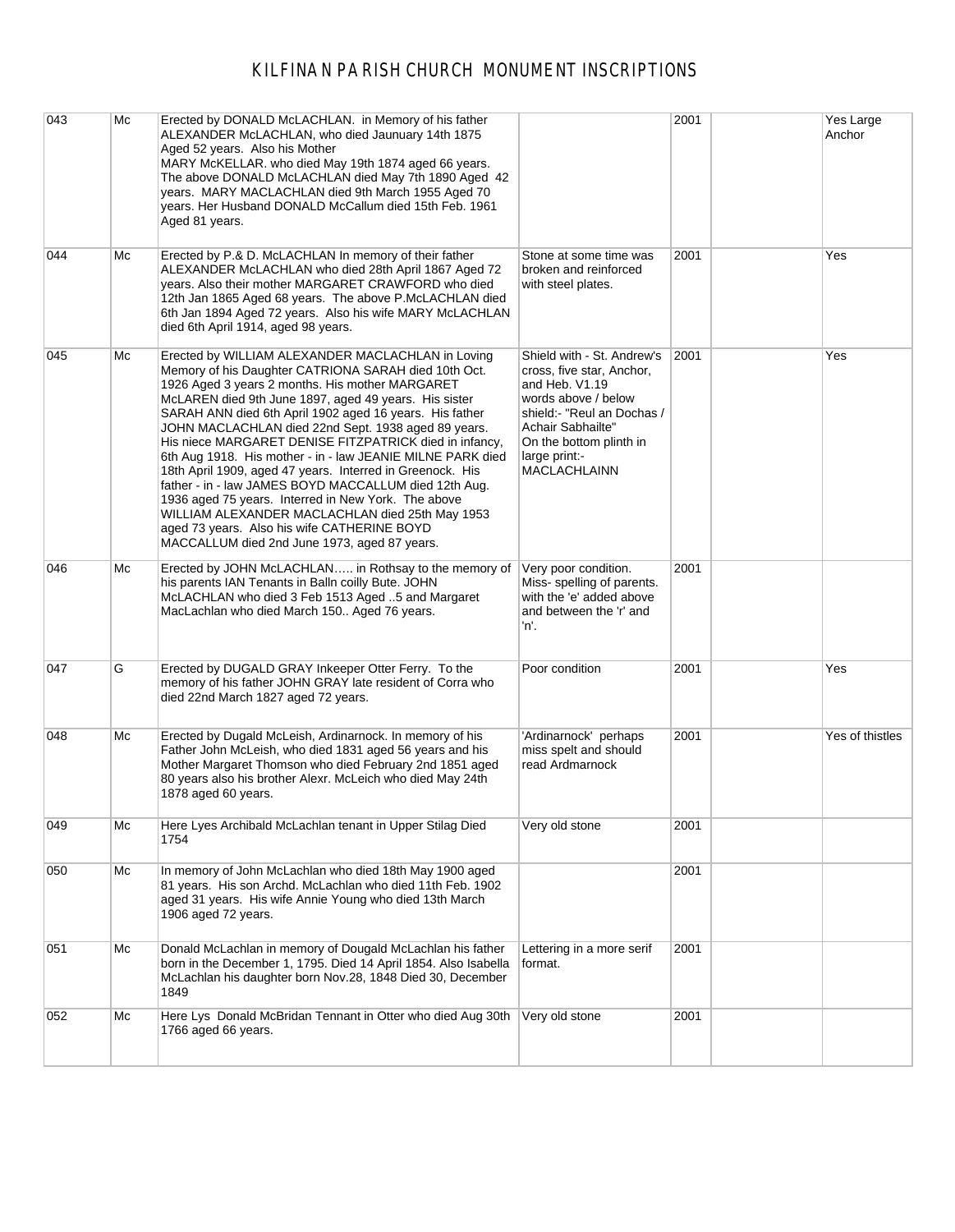# KILFINAN PARISH CHURCH MONUMENT INSCRIPTIONS

| | | | | | | |
|---|---|---|---|---|---|---|
| 043 | Mc | Erected by DONALD McLACHLAN. in Memory of his father ALEXANDER McLACHLAN, who died Jaunuary 14th 1875 Aged 52 years. Also his Mother MARY McKELLAR. who died May 19th 1874 aged 66 years. The above DONALD McLACHLAN died May 7th 1890 Aged 42 years. MARY MACLACHLAN died 9th March 1955 Aged 70 years. Her Husband DONALD McCallum died 15th Feb. 1961 Aged 81 years. | | 2001 | | Yes Large Anchor |
| 044 | Mc | Erected by P.& D. McLACHLAN In memory of their father ALEXANDER McLACHLAN who died 28th April 1867 Aged 72 years. Also their mother MARGARET CRAWFORD who died 12th Jan 1865 Aged 68 years. The above P.McLACHLAN died 6th Jan 1894 Aged 72 years. Also his wife MARY McLACHLAN died 6th April 1914, aged 98 years. | Stone at some time was broken and reinforced with steel plates. | 2001 | | Yes |
| 045 | Mc | Erected by WILLIAM ALEXANDER MACLACHLAN in Loving Memory of his Daughter CATRIONA SARAH died 10th Oct. 1926 Aged 3 years 2 months. His mother MARGARET McLAREN died 9th June 1897, aged 49 years. His sister SARAH ANN died 6th April 1902 aged 16 years. His father JOHN MACLACHLAN died 22nd Sept. 1938 aged 89 years. His niece MARGARET DENISE FITZPATRICK died in infancy, 6th Aug 1918. His mother - in - law JEANIE MILNE PARK died 18th April 1909, aged 47 years. Interred in Greenock. His father - in - law JAMES BOYD MACCALLUM died 12th Aug. 1936 aged 75 years. Interred in New York. The above WILLIAM ALEXANDER MACLACHLAN died 25th May 1953 aged 73 years. Also his wife CATHERINE BOYD MACCALLUM died 2nd June 1973, aged 87 years. | Shield with - St. Andrew's cross, five star, Anchor, and Heb. V1.19 words above / below shield:- "Reul an Dochas / Achair Sabhailte" On the bottom plinth in large print:- MACLACHLAINN | 2001 | | Yes |
| 046 | Mc | Erected by JOHN McLACHLAN….. in Rothsay to the memory of his parents IAN Tenants in Balln coilly Bute. JOHN McLACHLAN who died 3 Feb 1513 Aged ..5 and Margaret MacLachlan who died March 150.. Aged 76 years. | Very poor condition. Miss- spelling of parents. with the 'e' added above and between the 'r' and 'n'. | 2001 | | |
| 047 | G | Erected by DUGALD GRAY Inkeeper Otter Ferry. To the memory of his father JOHN GRAY late resident of Corra who died 22nd March 1827 aged 72 years. | Poor condition | 2001 | | Yes |
| 048 | Mc | Erected by Dugald McLeish, Ardinarnock. In memory of his Father John McLeish, who died 1831 aged 56 years and his Mother Margaret Thomson who died February 2nd 1851 aged 80 years also his brother Alexr. McLeich who died May 24th 1878 aged 60 years. | 'Ardinarnock' perhaps miss spelt and should read Ardmarnock | 2001 | | Yes of thistles |
| 049 | Mc | Here Lyes Archibald McLachlan tenant in Upper Stilag Died 1754 | Very old stone | 2001 | | |
| 050 | Mc | In memory of John McLachlan who died 18th May 1900 aged 81 years. His son Archd. McLachlan who died 11th Feb. 1902 aged 31 years. His wife Annie Young who died 13th March 1906 aged 72 years. | | 2001 | | |
| 051 | Mc | Donald McLachlan in memory of Dougald McLachlan his father born in the December 1, 1795. Died 14 April 1854. Also Isabella McLachlan his daughter born Nov.28, 1848 Died 30, December 1849 | Lettering in a more serif format. | 2001 | | |
| 052 | Mc | Here Lys Donald McBridan Tennant in Otter who died Aug 30th 1766 aged 66 years. | Very old stone | 2001 | | |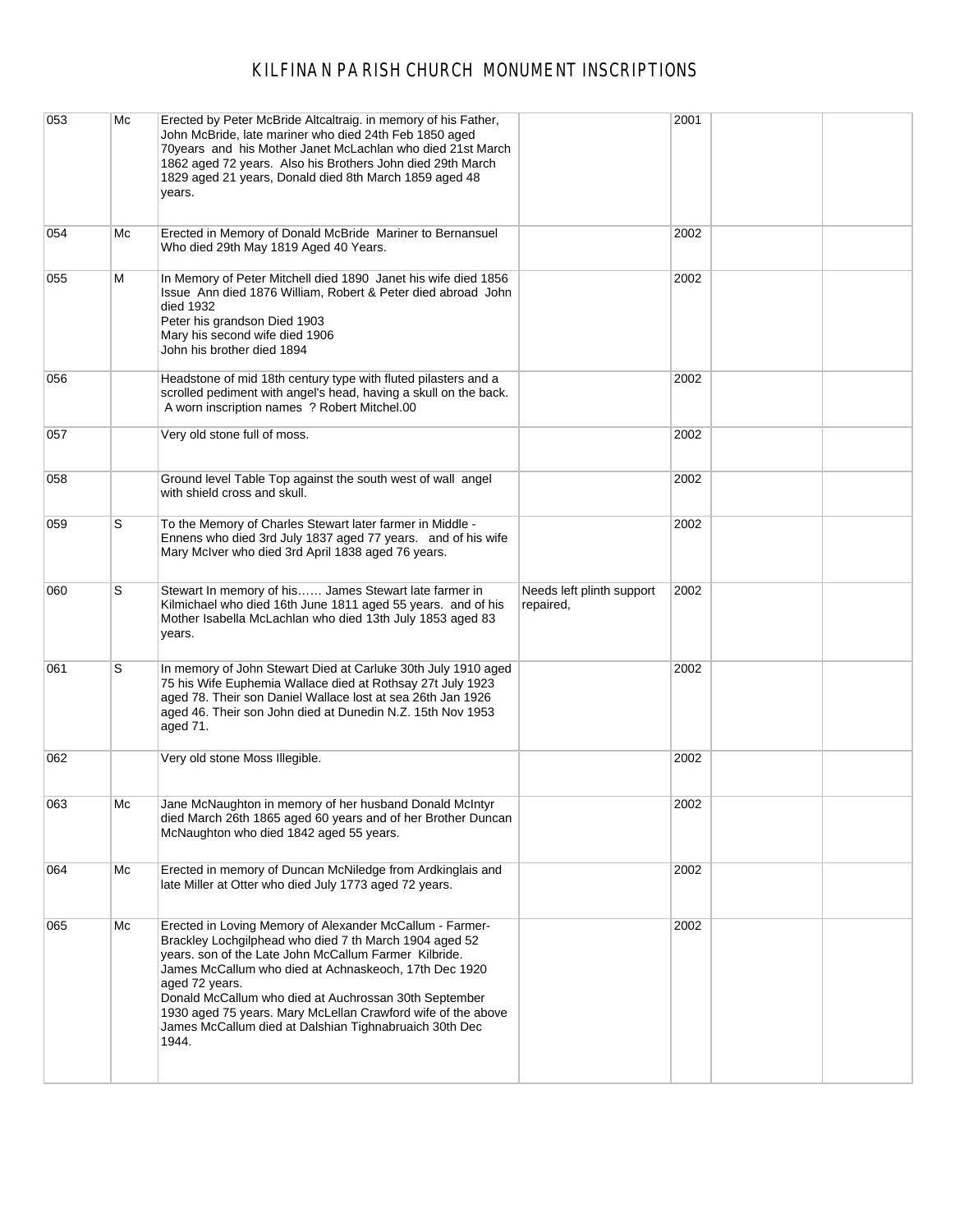# KILFINAN PARISH CHURCH MONUMENT INSCRIPTIONS

| | | | | | | |
|---|---|---|---|---|---|---|
| 053 | Mc | Erected by Peter McBride Altcaltraig. in memory of his Father, John McBride, late mariner who died 24th Feb 1850 aged 70years and his Mother Janet McLachlan who died 21st March 1862 aged 72 years. Also his Brothers John died 29th March 1829 aged 21 years, Donald died 8th March 1859 aged 48 years. | | 2001 | | |
| 054 | Mc | Erected in Memory of Donald McBride Mariner to Bernansuel Who died 29th May 1819 Aged 40 Years. | | 2002 | | |
| 055 | M | In Memory of Peter Mitchell died 1890 Janet his wife died 1856 Issue Ann died 1876 William, Robert & Peter died abroad John died 1932<br>Peter his grandson Died 1903<br>Mary his second wife died 1906<br>John his brother died 1894 | | 2002 | | |
| 056 | | Headstone of mid 18th century type with fluted pilasters and a scrolled pediment with angel's head, having a skull on the back. A worn inscription names ? Robert Mitchel.00 | | 2002 | | |
| 057 | | Very old stone full of moss. | | 2002 | | |
| 058 | | Ground level Table Top against the south west of wall angel with shield cross and skull. | | 2002 | | |
| 059 | S | To the Memory of Charles Stewart later farmer in Middle - Ennens who died 3rd July 1837 aged 77 years. and of his wife Mary McIver who died 3rd April 1838 aged 76 years. | | 2002 | | |
| 060 | S | Stewart In memory of his…… James Stewart late farmer in Kilmichael who died 16th June 1811 aged 55 years. and of his Mother Isabella McLachlan who died 13th July 1853 aged 83 years. | Needs left plinth support repaired, | 2002 | | |
| 061 | S | In memory of John Stewart Died at Carluke 30th July 1910 aged 75 his Wife Euphemia Wallace died at Rothsay 27t July 1923 aged 78. Their son Daniel Wallace lost at sea 26th Jan 1926 aged 46. Their son John died at Dunedin N.Z. 15th Nov 1953 aged 71. | | 2002 | | |
| 062 | | Very old stone Moss Illegible. | | 2002 | | |
| 063 | Mc | Jane McNaughton in memory of her husband Donald McIntyr died March 26th 1865 aged 60 years and of her Brother Duncan McNaughton who died 1842 aged 55 years. | | 2002 | | |
| 064 | Mc | Erected in memory of Duncan McNiledge from Ardkinglais and late Miller at Otter who died July 1773 aged 72 years. | | 2002 | | |
| 065 | Mc | Erected in Loving Memory of Alexander McCallum - Farmer- Brackley Lochgilphead who died 7 th March 1904 aged 52 years. son of the Late John McCallum Farmer Kilbride.<br>James McCallum who died at Achnaskeoch, 17th Dec 1920 aged 72 years.<br>Donald McCallum who died at Auchrossan 30th September 1930 aged 75 years. Mary McLellan Crawford wife of the above James McCallum died at Dalshian Tighnabruaich 30th Dec 1944. | | 2002 | | |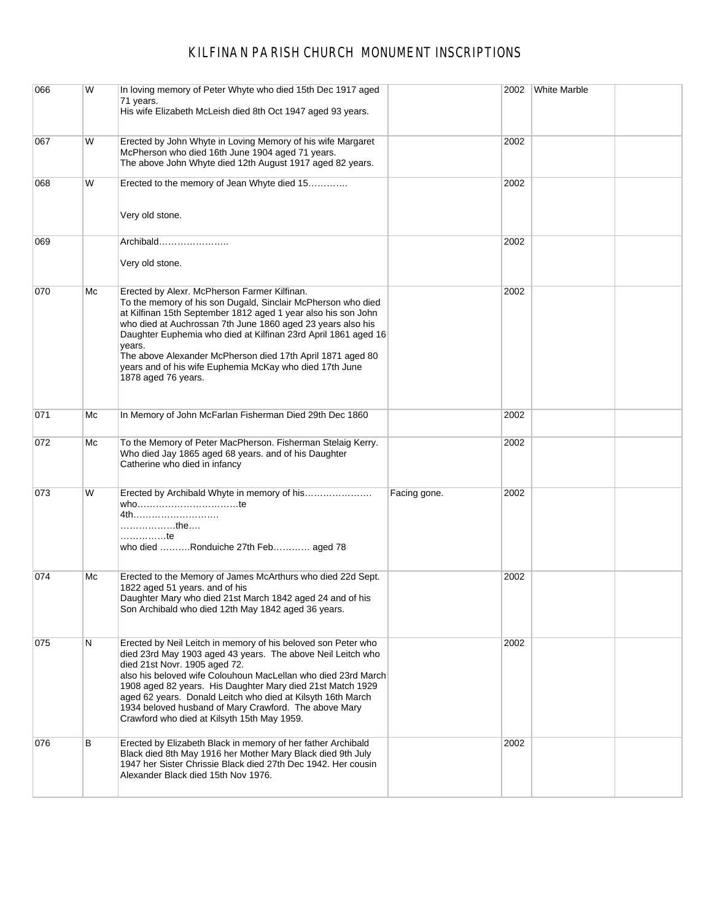# KILFINAN PARISH CHURCH MONUMENT INSCRIPTIONS

| | | | | | | |
|---|---|---|---|---|---|---|
| 066 | W | In loving memory of Peter Whyte who died 15th Dec 1917 aged 71 years.<br>His wife Elizabeth McLeish died 8th Oct 1947 aged 93 years. | | 2002 | White Marble | |
| 067 | W | Erected by John Whyte in Loving Memory of his wife Margaret McPherson who died 16th June 1904 aged 71 years.<br>The above John Whyte died 12th August 1917 aged 82 years. | | 2002 | | |
| 068 | W | Erected to the memory of Jean Whyte died 15…………<br><br>Very old stone. | | 2002 | | |
| 069 | | Archibald…………………..<br><br>Very old stone. | | 2002 | | |
| 070 | Mc | Erected by Alexr. McPherson Farmer Kilfinan.<br>To the memory of his son Dugald, Sinclair McPherson who died at Kilfinan 15th September 1812 aged 1 year also his son John who died at Auchrossan 7th June 1860 aged 23 years also his Daughter Euphemia who died at Kilfinan 23rd April 1861 aged 16 years.<br>The above Alexander McPherson died 17th April 1871 aged 80 years and of his wife Euphemia McKay who died 17th June 1878 aged 76 years. | | 2002 | | |
| 071 | Mc | In Memory of John McFarlan Fisherman Died 29th Dec 1860 | | 2002 | | |
| 072 | Mc | To the Memory of Peter MacPherson. Fisherman Stelaig Kerry. Who died Jay 1865 aged 68 years. and of his Daughter Catherine who died in infancy | | 2002 | | |
| 073 | W | Erected by Archibald Whyte in memory of his………………….<br>who……………………………te<br>4th……………………….<br>……………..the….<br>……………te<br>who died ……….Ronduiche 27th Feb………… aged 78 | Facing gone. | 2002 | | |
| 074 | Mc | Erected to the Memory of James McArthurs who died 22d Sept. 1822 aged 51 years. and of his<br>Daughter Mary who died 21st March 1842 aged 24 and of his Son Archibald who died 12th May 1842 aged 36 years. | | 2002 | | |
| 075 | N | Erected by Neil Leitch in memory of his beloved son Peter who died 23rd May 1903 aged 43 years. The above Neil Leitch who died 21st Novr. 1905 aged 72.<br>also his beloved wife Colouhoun MacLellan who died 23rd March 1908 aged 82 years. His Daughter Mary died 21st Match 1929 aged 62 years. Donald Leitch who died at Kilsyth 16th March 1934 beloved husband of Mary Crawford. The above Mary Crawford who died at Kilsyth 15th May 1959. | | 2002 | | |
| 076 | B | Erected by Elizabeth Black in memory of her father Archibald Black died 8th May 1916 her Mother Mary Black died 9th July 1947 her Sister Chrissie Black died 27th Dec 1942. Her cousin Alexander Black died 15th Nov 1976. | | 2002 | | |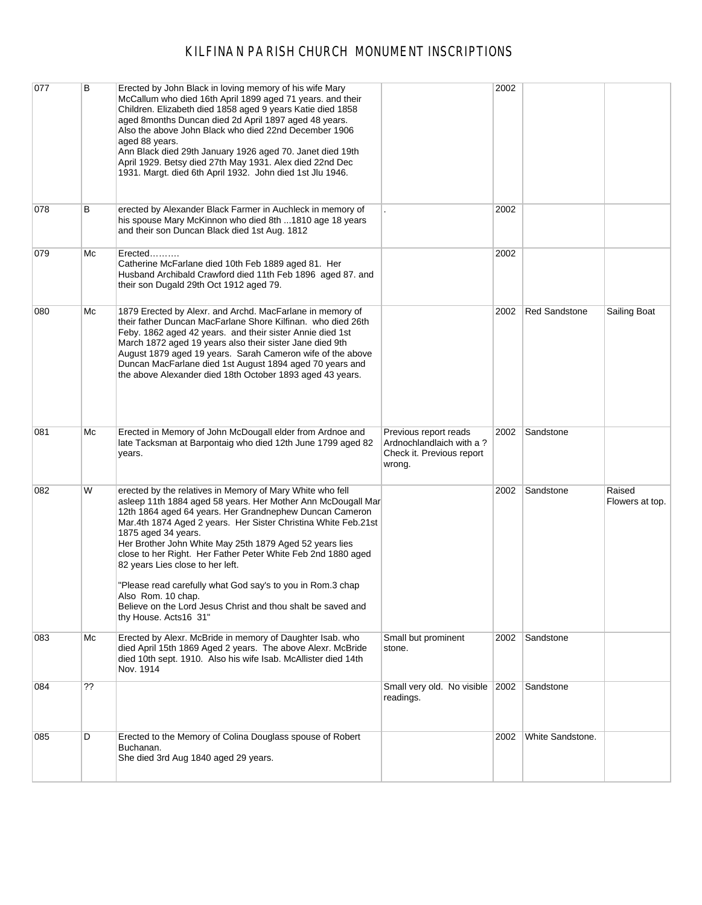# KILFINAN PARISH CHURCH MONUMENT INSCRIPTIONS

| | | | | | | |
|---|---|---|---|---|---|---|
| 077 | B | Erected by John Black in loving memory of his wife Mary McCallum who died 16th April 1899 aged 71 years. and their Children. Elizabeth died 1858 aged 9 years Katie died 1858 aged 8months Duncan died 2d April 1897 aged 48 years. Also the above John Black who died 22nd December 1906 aged 88 years. Ann Black died 29th January 1926 aged 70. Janet died 19th April 1929. Betsy died 27th May 1931. Alex died 22nd Dec 1931. Margt. died 6th April 1932. John died 1st Jlu 1946. | | 2002 | | |
| 078 | B | erected by Alexander Black Farmer in Auchleck in memory of his spouse Mary McKinnon who died 8th ...1810 age 18 years and their son Duncan Black died 1st Aug. 1812 | . | 2002 | | |
| 079 | Mc | Erected………<br>Catherine McFarlane died 10th Feb 1889 aged 81. Her Husband Archibald Crawford died 11th Feb 1896 aged 87. and their son Dugald 29th Oct 1912 aged 79. | | 2002 | | |
| 080 | Mc | 1879 Erected by Alexr. and Archd. MacFarlane in memory of their father Duncan MacFarlane Shore Kilfinan. who died 26th Feby. 1862 aged 42 years. and their sister Annie died 1st March 1872 aged 19 years also their sister Jane died 9th August 1879 aged 19 years. Sarah Cameron wife of the above Duncan MacFarlane died 1st August 1894 aged 70 years and the above Alexander died 18th October 1893 aged 43 years. | | 2002 | Red Sandstone | Sailing Boat |
| 081 | Mc | Erected in Memory of John McDougall elder from Ardnoe and late Tacksman at Barpontaig who died 12th June 1799 aged 82 years. | Previous report reads Ardnochlandlaich with a ? Check it. Previous report wrong. | 2002 | Sandstone | |
| 082 | W | erected by the relatives in Memory of Mary White who fell asleep 11th 1884 aged 58 years. Her Mother Ann McDougall Mar 12th 1864 aged 64 years. Her Grandnephew Duncan Cameron Mar.4th 1874 Aged 2 years. Her Sister Christina White Feb.21st 1875 aged 34 years.<br>Her Brother John White May 25th 1879 Aged 52 years lies close to her Right. Her Father Peter White Feb 2nd 1880 aged 82 years Lies close to her left.<br><br>"Please read carefully what God say's to you in Rom.3 chap Also Rom. 10 chap.<br>Believe on the Lord Jesus Christ and thou shalt be saved and thy House. Acts16 31" | | 2002 | Sandstone | Raised Flowers at top. |
| 083 | Mc | Erected by Alexr. McBride in memory of Daughter Isab. who died April 15th 1869 Aged 2 years. The above Alexr. McBride died 10th sept. 1910. Also his wife Isab. McAllister died 14th Nov. 1914 | Small but prominent stone. | 2002 | Sandstone | |
| 084 | ?? | | Small very old. No visible readings. | 2002 | Sandstone | |
| 085 | D | Erected to the Memory of Colina Douglass spouse of Robert Buchanan.<br>She died 3rd Aug 1840 aged 29 years. | | 2002 | White Sandstone. | |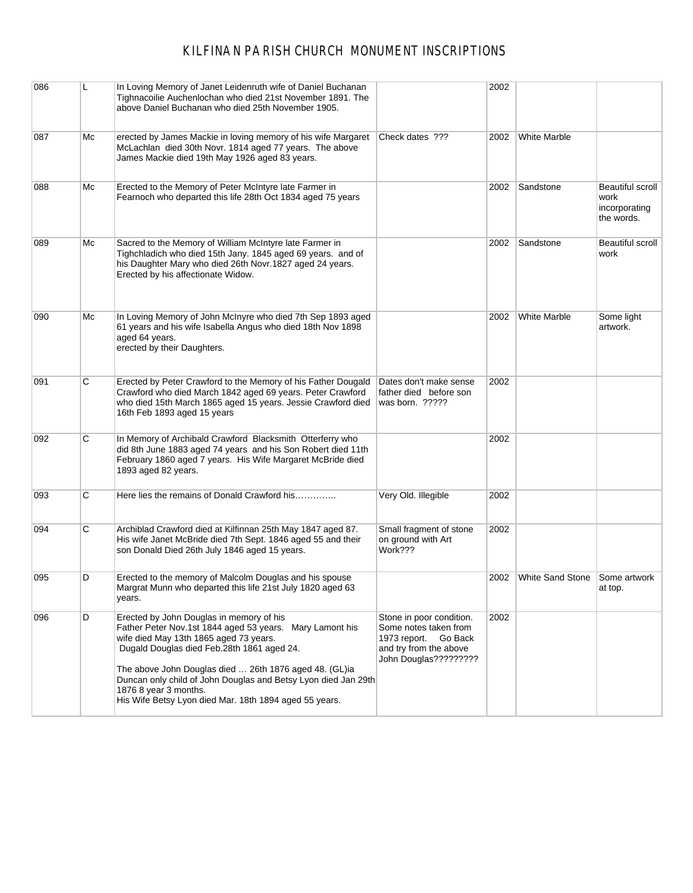# KILFINAN PARISH CHURCH MONUMENT INSCRIPTIONS

| | | | | | | |
|---|---|---|---|---|---|---|
| 086 | L | In Loving Memory of Janet Leidenruth wife of Daniel Buchanan Tighnacoilie Auchenlochan who died 21st November 1891. The above Daniel Buchanan who died 25th November 1905. | | 2002 | | |
| 087 | Mc | erected by James Mackie in loving memory of his wife Margaret McLachlan died 30th Novr. 1814 aged 77 years. The above James Mackie died 19th May 1926 aged 83 years. | Check dates ??? | 2002 | White Marble | |
| 088 | Mc | Erected to the Memory of Peter McIntyre late Farmer in Fearnoch who departed this life 28th Oct 1834 aged 75 years | | 2002 | Sandstone | Beautiful scroll work incorporating the words. |
| 089 | Mc | Sacred to the Memory of William McIntyre late Farmer in Tighchladich who died 15th Jany. 1845 aged 69 years. and of his Daughter Mary who died 26th Novr.1827 aged 24 years. Erected by his affectionate Widow. | | 2002 | Sandstone | Beautiful scroll work |
| 090 | Mc | In Loving Memory of John McInyre who died 7th Sep 1893 aged 61 years and his wife Isabella Angus who died 18th Nov 1898 aged 64 years.<br>erected by their Daughters. | | 2002 | White Marble | Some light artwork. |
| 091 | C | Erected by Peter Crawford to the Memory of his Father Dougald Crawford who died March 1842 aged 69 years. Peter Crawford who died 15th March 1865 aged 15 years. Jessie Crawford died 16th Feb 1893 aged 15 years | Dates don't make sense father died before son was born. ????? | 2002 | | |
| 092 | C | In Memory of Archibald Crawford Blacksmith Otterferry who did 8th June 1883 aged 74 years and his Son Robert died 11th February 1860 aged 7 years. His Wife Margaret McBride died 1893 aged 82 years. | | 2002 | | |
| 093 | C | Here lies the remains of Donald Crawford his………….. | Very Old. Illegible | 2002 | | |
| 094 | C | Archiblad Crawford died at Kilfinnan 25th May 1847 aged 87. His wife Janet McBride died 7th Sept. 1846 aged 55 and their son Donald Died 26th July 1846 aged 15 years. | Small fragment of stone on ground with Art Work??? | 2002 | | |
| 095 | D | Erected to the memory of Malcolm Douglas and his spouse Margrat Munn who departed this life 21st July 1820 aged 63 years. | | 2002 | White Sand Stone | Some artwork at top. |
| 096 | D | Erected by John Douglas in memory of his Father Peter Nov.1st 1844 aged 53 years. Mary Lamont his wife died May 13th 1865 aged 73 years.<br>Dugald Douglas died Feb.28th 1861 aged 24.<br><br>The above John Douglas died … 26th 1876 aged 48. (GL)ia Duncan only child of John Douglas and Betsy Lyon died Jan 29th 1876 8 year 3 months.<br>His Wife Betsy Lyon died Mar. 18th 1894 aged 55 years. | Stone in poor condition. Some notes taken from 1973 report. Go Back and try from the above John Douglas????????? | 2002 | | |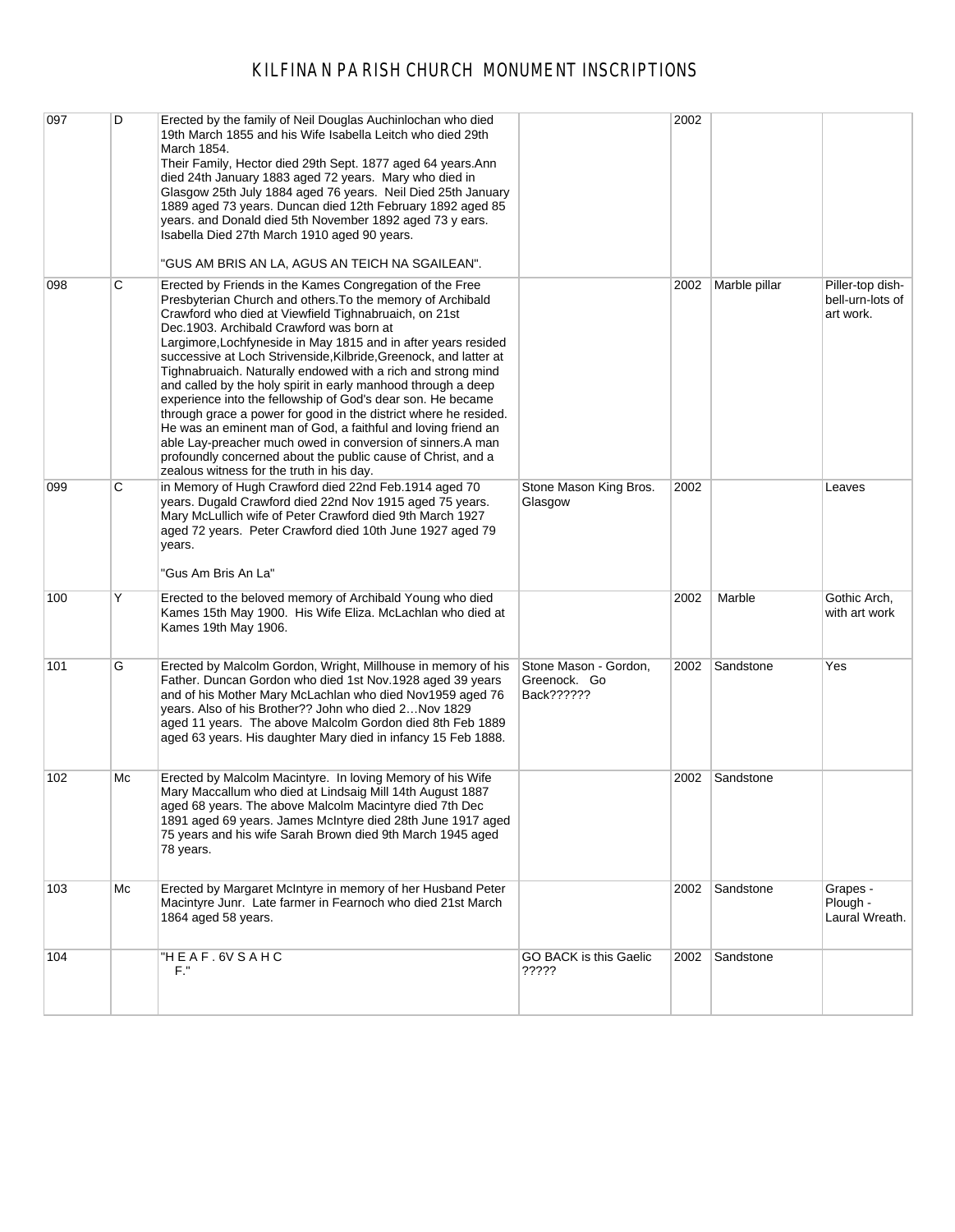# KILFINAN PARISH CHURCH MONUMENT INSCRIPTIONS

| | | | | | | |
|---|---|---|---|---|---|---|
| 097 | D | Erected by the family of Neil Douglas Auchinlochan who died 19th March 1855 and his Wife Isabella Leitch who died 29th March 1854.<br>Their Family, Hector died 29th Sept. 1877 aged 64 years.Ann died 24th January 1883 aged 72 years. Mary who died in Glasgow 25th July 1884 aged 76 years. Neil Died 25th January 1889 aged 73 years. Duncan died 12th February 1892 aged 85 years. and Donald died 5th November 1892 aged 73 y ears. Isabella Died 27th March 1910 aged 90 years.<br><br>"GUS AM BRIS AN LA, AGUS AN TEICH NA SGAILEAN". | | 2002 | | |
| 098 | C | Erected by Friends in the Kames Congregation of the Free Presbyterian Church and others.To the memory of Archibald Crawford who died at Viewfield Tighnabruaich, on 21st Dec.1903. Archibald Crawford was born at Largimore,Lochfyneside in May 1815 and in after years resided successive at Loch Strivenside,Kilbride,Greenock, and latter at Tighnabruaich. Naturally endowed with a rich and strong mind and called by the holy spirit in early manhood through a deep experience into the fellowship of God's dear son. He became through grace a power for good in the district where he resided. He was an eminent man of God, a faithful and loving friend an able Lay-preacher much owed in conversion of sinners.A man profoundly concerned about the public cause of Christ, and a zealous witness for the truth in his day. | | 2002 | Marble pillar | Piller-top dish-bell-urn-lots of art work. |
| 099 | C | in Memory of Hugh Crawford died 22nd Feb.1914 aged 70 years. Dugald Crawford died 22nd Nov 1915 aged 75 years. Mary McLullich wife of Peter Crawford died 9th March 1927 aged 72 years. Peter Crawford died 10th June 1927 aged 79 years.<br><br>"Gus Am Bris An La" | Stone Mason King Bros. Glasgow | 2002 | | Leaves |
| 100 | Y | Erected to the beloved memory of Archibald Young who died Kames 15th May 1900. His Wife Eliza. McLachlan who died at Kames 19th May 1906. | | 2002 | Marble | Gothic Arch, with art work |
| 101 | G | Erected by Malcolm Gordon, Wright, Millhouse in memory of his Father. Duncan Gordon who died 1st Nov.1928 aged 39 years and of his Mother Mary McLachlan who died Nov1959 aged 76 years. Also of his Brother?? John who died 2…Nov 1829 aged 11 years. The above Malcolm Gordon died 8th Feb 1889 aged 63 years. His daughter Mary died in infancy 15 Feb 1888. | Stone Mason - Gordon, Greenock. Go Back?????? | 2002 | Sandstone | Yes |
| 102 | Mc | Erected by Malcolm Macintyre. In loving Memory of his Wife Mary Maccallum who died at Lindsaig Mill 14th August 1887 aged 68 years. The above Malcolm Macintyre died 7th Dec 1891 aged 69 years. James McIntyre died 28th June 1917 aged 75 years and his wife Sarah Brown died 9th March 1945 aged 78 years. | | 2002 | Sandstone | |
| 103 | Mc | Erected by Margaret McIntyre in memory of her Husband Peter Macintyre Junr. Late farmer in Fearnoch who died 21st March 1864 aged 58 years. | | 2002 | Sandstone | Grapes - Plough - Laural Wreath. |
| 104 | | "H E A F . 6V S A H C<br>F." | GO BACK is this Gaelic ????? | 2002 | Sandstone | |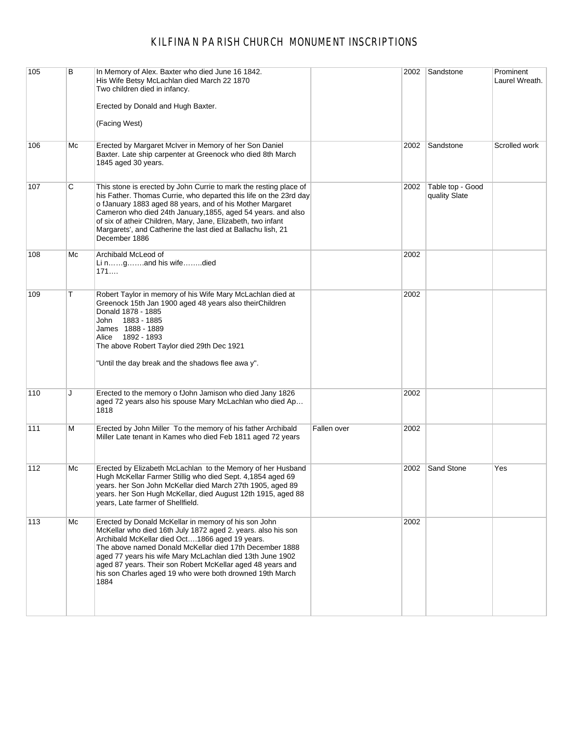# KILFINAN PARISH CHURCH MONUMENT INSCRIPTIONS

| | | | | | | |
|---|---|---|---|---|---|---|
| 105 | B | In Memory of Alex. Baxter who died June 16 1842.<br>His Wife Betsy McLachlan died March 22 1870<br>Two children died in infancy.<br><br>Erected by Donald and Hugh Baxter.<br><br>(Facing West) | | 2002 | Sandstone | Prominent Laurel Wreath. |
| 106 | Mc | Erected by Margaret McIver in Memory of her Son Daniel Baxter. Late ship carpenter at Greenock who died 8th March 1845 aged 30 years. | | 2002 | Sandstone | Scrolled work |
| 107 | C | This stone is erected by John Currie to mark the resting place of his Father. Thomas Currie, who departed this life on the 23rd day o fJanuary 1883 aged 88 years, and of his Mother Margaret Cameron who died 24th January,1855, aged 54 years. and also of six of atheir Children, Mary, Jane, Elizabeth, two infant Margarets', and Catherine the last died at Ballachu lish, 21 December 1886 | | 2002 | Table top - Good quality Slate | |
| 108 | Mc | Archibald McLeod of<br>Li n……g…….and his wife……..died<br>171…. | | 2002 | | |
| 109 | T | Robert Taylor in memory of his Wife Mary McLachlan died at Greenock 15th Jan 1900 aged 48 years also theirChildren<br>Donald 1878 - 1885<br>John 1883 - 1885<br>James 1888 - 1889<br>Alice 1892 - 1893<br>The above Robert Taylor died 29th Dec 1921<br><br>"Until the day break and the shadows flee awa y". | | 2002 | | |
| 110 | J | Erected to the memory o fJohn Jamison who died Jany 1826 aged 72 years also his spouse Mary McLachlan who died Ap… 1818 | | 2002 | | |
| 111 | M | Erected by John Miller To the memory of his father Archibald Miller Late tenant in Kames who died Feb 1811 aged 72 years | Fallen over | 2002 | | |
| 112 | Mc | Erected by Elizabeth McLachlan to the Memory of her Husband Hugh McKellar Farmer Stillig who died Sept. 4,1854 aged 69 years. her Son John McKellar died March 27th 1905, aged 89 years. her Son Hugh McKellar, died August 12th 1915, aged 88 years, Late farmer of Shellfield. | | 2002 | Sand Stone | Yes |
| 113 | Mc | Erected by Donald McKellar in memory of his son John McKellar who died 16th July 1872 aged 2. years. also his son Archibald McKellar died Oct….1866 aged 19 years.<br>The above named Donald McKellar died 17th December 1888 aged 77 years his wife Mary McLachlan died 13th June 1902 aged 87 years. Their son Robert McKellar aged 48 years and his son Charles aged 19 who were both drowned 19th March 1884 | | 2002 | | |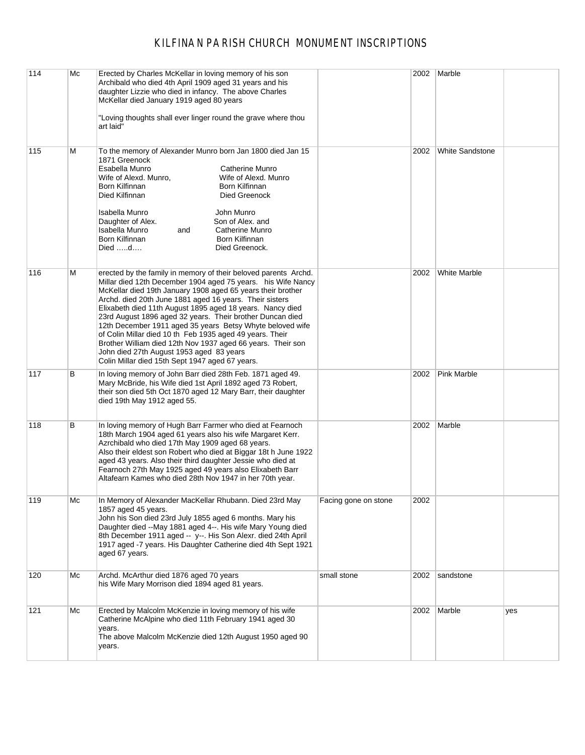# KILFINAN PARISH CHURCH MONUMENT INSCRIPTIONS

| | | | | | | |
|---|---|---|---|---|---|---|
| 114 | Mc | Erected by Charles McKellar in loving memory of his son Archibald who died 4th April 1909 aged 31 years and his daughter Lizzie who died in infancy. The above Charles McKellar died January 1919 aged 80 years<br><br>"Loving thoughts shall ever linger round the grave where thou art laid" | | 2002 | Marble | |
| 115 | M | To the memory of Alexander Munro born Jan 1800 died Jan 15 1871 Greenock<br>Esabella Munro / Catherine Munro<br>Wife of Alexd. Munro, / Wife of Alexd. Munro<br>Born Kilfinnan / Born Kilfinnan<br>Died Kilfinnan / Died Greenock<br><br>Isabella Munro / John Munro<br>Daughter of Alex. / Son of Alex. and<br>Isabella Munro and / Catherine Munro<br>Born Kilfinnan / Born Kilfinnan<br>Died …..d…. / Died Greenock. | | 2002 | White Sandstone | |
| 116 | M | erected by the family in memory of their beloved parents Archd. Millar died 12th December 1904 aged 75 years. his Wife Nancy McKellar died 19th January 1908 aged 65 years their brother Archd. died 20th June 1881 aged 16 years. Their sisters Elixabeth died 11th August 1895 aged 18 years. Nancy died 23rd August 1896 aged 32 years. Their brother Duncan died 12th December 1911 aged 35 years Betsy Whyte beloved wife of Colin Millar died 10 th Feb 1935 aged 49 years. Their Brother William died 12th Nov 1937 aged 66 years. Their son John died 27th August 1953 aged 83 years<br>Colin Millar died 15th Sept 1947 aged 67 years. | | 2002 | White Marble | |
| 117 | B | In loving memory of John Barr died 28th Feb. 1871 aged 49. Mary McBride, his Wife died 1st April 1892 aged 73 Robert, their son died 5th Oct 1870 aged 12 Mary Barr, their daughter died 19th May 1912 aged 55. | | 2002 | Pink Marble | |
| 118 | B | In loving memory of Hugh Barr Farmer who died at Fearnoch 18th March 1904 aged 61 years also his wife Margaret Kerr. Azrchibald who died 17th May 1909 aged 68 years.<br>Also their eldest son Robert who died at Biggar 18t h June 1922 aged 43 years. Also their third daughter Jessie who died at Fearnoch 27th May 1925 aged 49 years also Elixabeth Barr Altafearn Kames who died 28th Nov 1947 in her 70th year. | | 2002 | Marble | |
| 119 | Mc | In Memory of Alexander MacKellar Rhubann. Died 23rd May 1857 aged 45 years.<br>John his Son died 23rd July 1855 aged 6 months. Mary his Daughter died --May 1881 aged 4--. His wife Mary Young died 8th December 1911 aged -- y--. His Son Alexr. died 24th April 1917 aged -7 years. His Daughter Catherine died 4th Sept 1921 aged 67 years. | Facing gone on stone | 2002 | | |
| 120 | Mc | Archd. McArthur died 1876 aged 70 years<br>his Wife Mary Morrison died 1894 aged 81 years. | small stone | 2002 | sandstone | |
| 121 | Mc | Erected by Malcolm McKenzie in loving memory of his wife Catherine McAlpine who died 11th February 1941 aged 30 years.<br>The above Malcolm McKenzie died 12th August 1950 aged 90 years. | | 2002 | Marble | yes |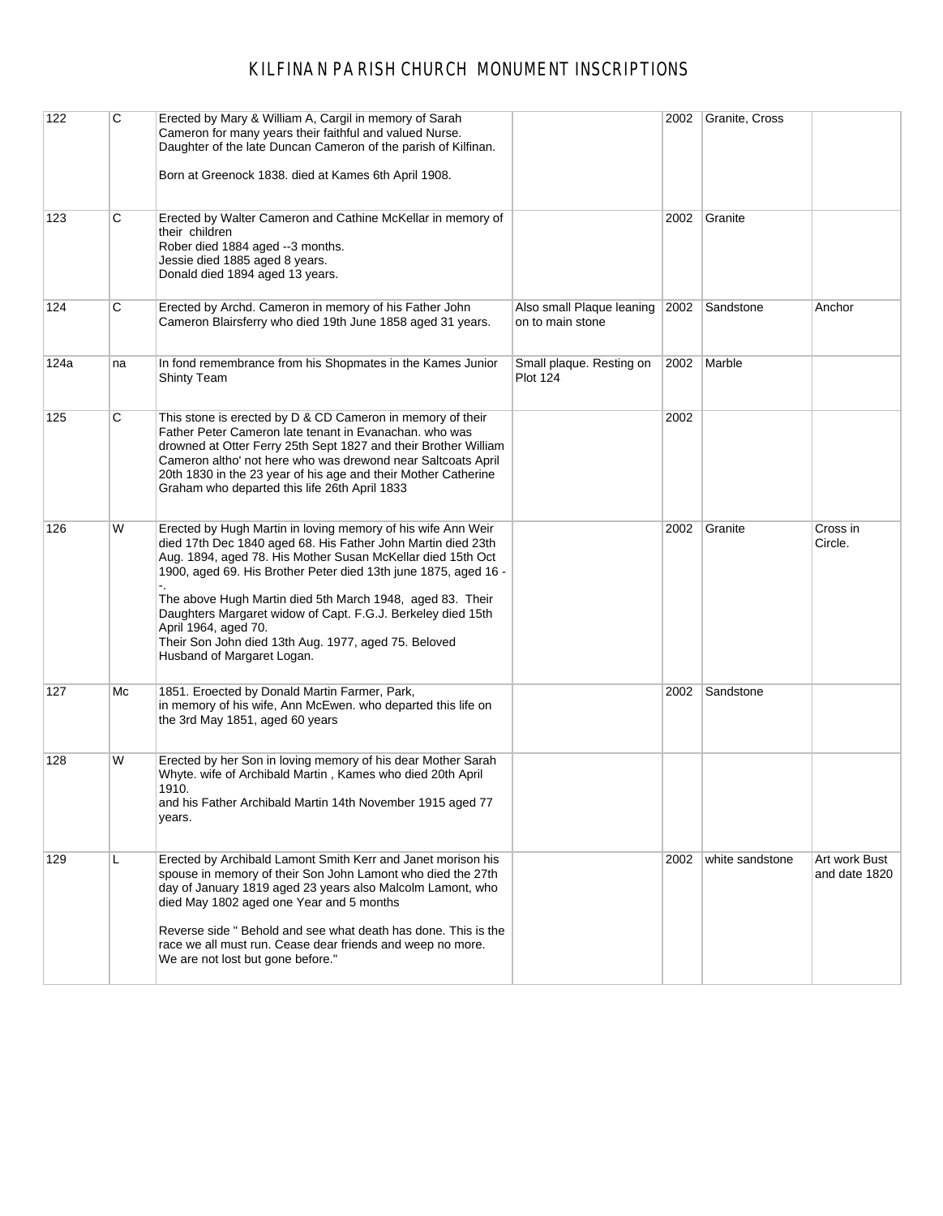# KILFINAN PARISH CHURCH MONUMENT INSCRIPTIONS

| | | | | | | |
|---|---|---|---|---|---|---|
| 122 | C | Erected by Mary & William A, Cargil in memory of Sarah Cameron for many years their faithful and valued Nurse. Daughter of the late Duncan Cameron of the parish of Kilfinan.<br><br>Born at Greenock 1838. died at Kames 6th April 1908. | | 2002 | Granite, Cross | |
| 123 | C | Erected by Walter Cameron and Cathine McKellar in memory of their children<br>Rober died 1884 aged --3 months.<br>Jessie died 1885 aged 8 years.<br>Donald died 1894 aged 13 years. | | 2002 | Granite | |
| 124 | C | Erected by Archd. Cameron in memory of his Father John Cameron Blairsferry who died 19th June 1858 aged 31 years. | Also small Plaque leaning on to main stone | 2002 | Sandstone | Anchor |
| 124a | na | In fond remembrance from his Shopmates in the Kames Junior Shinty Team | Small plaque. Resting on Plot 124 | 2002 | Marble | |
| 125 | C | This stone is erected by D & CD Cameron in memory of their Father Peter Cameron late tenant in Evanachan. who was drowned at Otter Ferry 25th Sept 1827 and their Brother William Cameron altho' not here who was drewond near Saltcoats April 20th 1830 in the 23 year of his age and their Mother Catherine Graham who departed this life 26th April 1833 | | 2002 | | |
| 126 | W | Erected by Hugh Martin in loving memory of his wife Ann Weir died 17th Dec 1840 aged 68. His Father John Martin died 23th Aug. 1894, aged 78. His Mother Susan McKellar died 15th Oct 1900, aged 69. His Brother Peter died 13th june 1875, aged 16 --.<br>The above Hugh Martin died 5th March 1948, aged 83. Their Daughters Margaret widow of Capt. F.G.J. Berkeley died 15th April 1964, aged 70.<br>Their Son John died 13th Aug. 1977, aged 75. Beloved Husband of Margaret Logan. | | 2002 | Granite | Cross in Circle. |
| 127 | Mc | 1851. Eroected by Donald Martin Farmer, Park,<br>in memory of his wife, Ann McEwen. who departed this life on the 3rd May 1851, aged 60 years | | 2002 | Sandstone | |
| 128 | W | Erected by her Son in loving memory of his dear Mother Sarah Whyte. wife of Archibald Martin , Kames who died 20th April 1910.<br>and his Father Archibald Martin 14th November 1915 aged 77 years. | | | | |
| 129 | L | Erected by Archibald Lamont Smith Kerr and Janet morison his spouse in memory of their Son John Lamont who died the 27th day of January 1819 aged 23 years also Malcolm Lamont, who died May 1802 aged one Year and 5 months<br><br>Reverse side " Behold and see what death has done. This is the race we all must run. Cease dear friends and weep no more. We are not lost but gone before." | | 2002 | white sandstone | Art work Bust and date 1820 |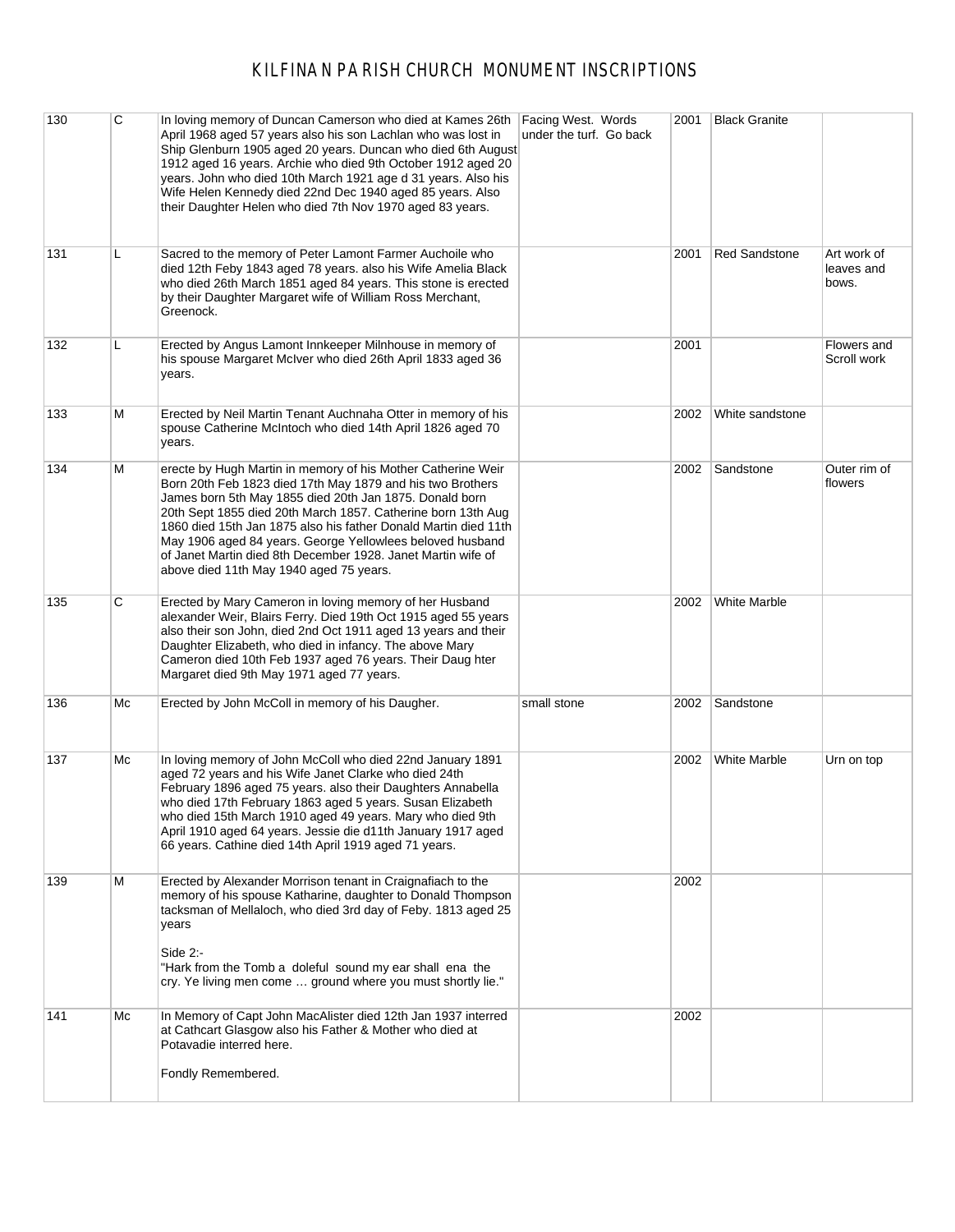# KILFINAN PARISH CHURCH MONUMENT INSCRIPTIONS

| | | | | | | |
|---|---|---|---|---|---|---|
| 130 | C | In loving memory of Duncan Camerson who died at Kames 26th April 1968 aged 57 years also his son Lachlan who was lost in Ship Glenburn 1905 aged 20 years. Duncan who died 6th August 1912 aged 16 years. Archie who died 9th October 1912 aged 20 years. John who died 10th March 1921 age d 31 years. Also his Wife Helen Kennedy died 22nd Dec 1940 aged 85 years. Also their Daughter Helen who died 7th Nov 1970 aged 83 years. | Facing West. Words under the turf. Go back | 2001 | Black Granite | |
| 131 | L | Sacred to the memory of Peter Lamont Farmer Auchoile who died 12th Feby 1843 aged 78 years. also his Wife Amelia Black who died 26th March 1851 aged 84 years. This stone is erected by their Daughter Margaret wife of William Ross Merchant, Greenock. | | 2001 | Red Sandstone | Art work of leaves and bows. |
| 132 | L | Erected by Angus Lamont Innkeeper Milnhouse in memory of his spouse Margaret McIver who died 26th April 1833 aged 36 years. | | 2001 | | Flowers and Scroll work |
| 133 | M | Erected by Neil Martin Tenant Auchnaha Otter in memory of his spouse Catherine McIntoch who died 14th April 1826 aged 70 years. | | 2002 | White sandstone | |
| 134 | M | erecte by Hugh Martin in memory of his Mother Catherine Weir Born 20th Feb 1823 died 17th May 1879 and his two Brothers James born 5th May 1855 died 20th Jan 1875. Donald born 20th Sept 1855 died 20th March 1857. Catherine born 13th Aug 1860 died 15th Jan 1875 also his father Donald Martin died 11th May 1906 aged 84 years. George Yellowlees beloved husband of Janet Martin died 8th December 1928. Janet Martin wife of above died 11th May 1940 aged 75 years. | | 2002 | Sandstone | Outer rim of flowers |
| 135 | C | Erected by Mary Cameron in loving memory of her Husband alexander Weir, Blairs Ferry. Died 19th Oct 1915 aged 55 years also their son John, died 2nd Oct 1911 aged 13 years and their Daughter Elizabeth, who died in infancy. The above Mary Cameron died 10th Feb 1937 aged 76 years. Their Daug hter Margaret died 9th May 1971 aged 77 years. | | 2002 | White Marble | |
| 136 | Mc | Erected by John McColl in memory of his Daugher. | small stone | 2002 | Sandstone | |
| 137 | Mc | In loving memory of John McColl who died 22nd January 1891 aged 72 years and his Wife Janet Clarke who died 24th February 1896 aged 75 years. also their Daughters Annabella who died 17th February 1863 aged 5 years. Susan Elizabeth who died 15th March 1910 aged 49 years. Mary who died 9th April 1910 aged 64 years. Jessie die d11th January 1917 aged 66 years. Cathine died 14th April 1919 aged 71 years. | | 2002 | White Marble | Urn on top |
| 139 | M | Erected by Alexander Morrison tenant in Craignafiach to the memory of his spouse Katharine, daughter to Donald Thompson tacksman of Mellaloch, who died 3rd day of Feby. 1813 aged 25 years<br><br>Side 2:-<br>"Hark from the Tomb a doleful sound my ear shall ena the cry. Ye living men come … ground where you must shortly lie." | | 2002 | | |
| 141 | Mc | In Memory of Capt John MacAlister died 12th Jan 1937 interred at Cathcart Glasgow also his Father & Mother who died at Potavadie interred here.<br><br>Fondly Remembered. | | 2002 | | |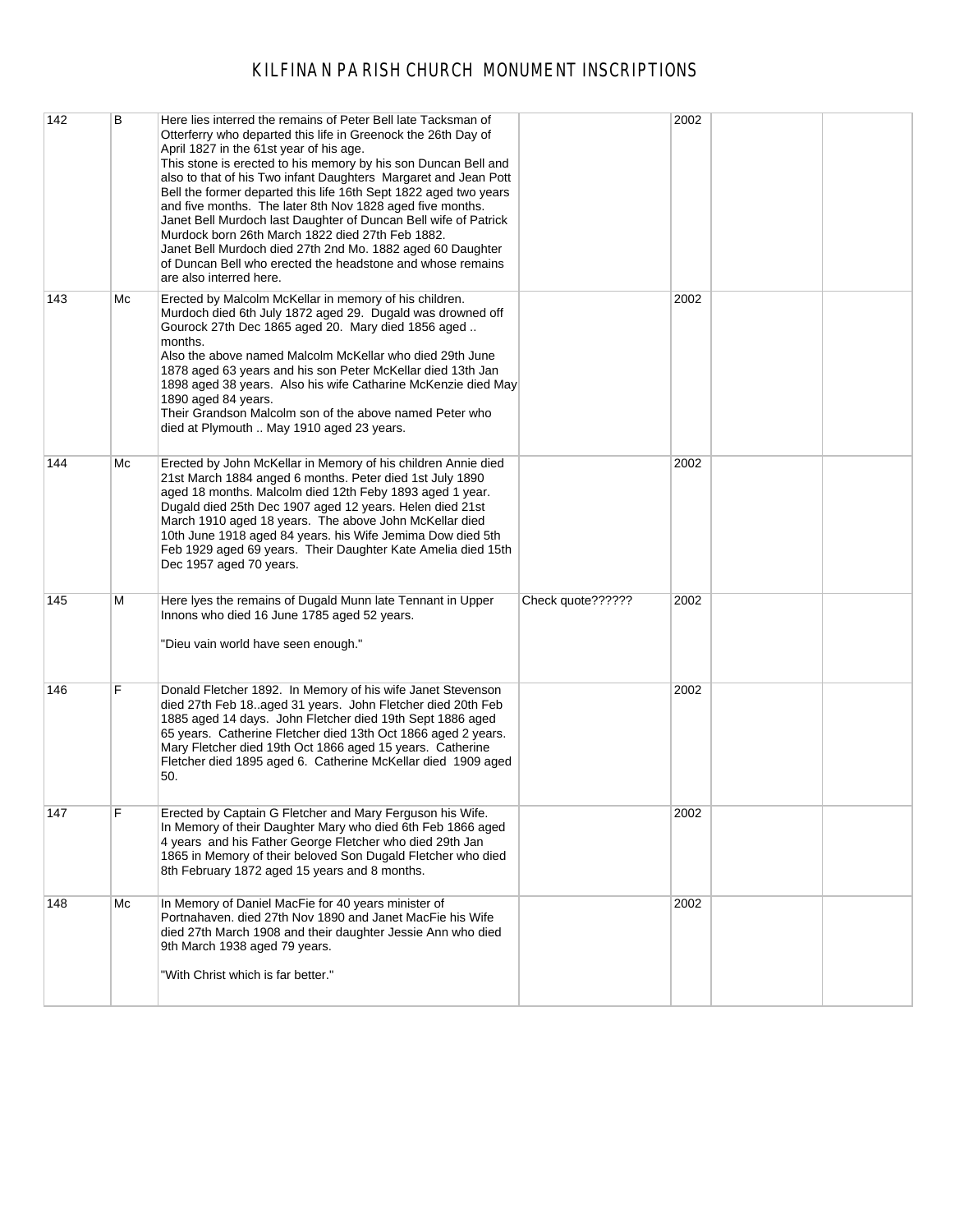# KILFINAN PARISH CHURCH MONUMENT INSCRIPTIONS

| | | | | | | |
|---|---|---|---|---|---|---|
| 142 | B | Here lies interred the remains of Peter Bell late Tacksman of Otterferry who departed this life in Greenock the 26th Day of April 1827 in the 61st year of his age. This stone is erected to his memory by his son Duncan Bell and also to that of his Two infant Daughters Margaret and Jean Pott Bell the former departed this life 16th Sept 1822 aged two years and five months. The later 8th Nov 1828 aged five months. Janet Bell Murdoch last Daughter of Duncan Bell wife of Patrick Murdock born 26th March 1822 died 27th Feb 1882. Janet Bell Murdoch died 27th 2nd Mo. 1882 aged 60 Daughter of Duncan Bell who erected the headstone and whose remains are also interred here. | | 2002 | | |
| 143 | Mc | Erected by Malcolm McKellar in memory of his children. Murdoch died 6th July 1872 aged 29. Dugald was drowned off Gourock 27th Dec 1865 aged 20. Mary died 1856 aged .. months. Also the above named Malcolm McKellar who died 29th June 1878 aged 63 years and his son Peter McKellar died 13th Jan 1898 aged 38 years. Also his wife Catharine McKenzie died May 1890 aged 84 years. Their Grandson Malcolm son of the above named Peter who died at Plymouth .. May 1910 aged 23 years. | | 2002 | | |
| 144 | Mc | Erected by John McKellar in Memory of his children Annie died 21st March 1884 anged 6 months. Peter died 1st July 1890 aged 18 months. Malcolm died 12th Feby 1893 aged 1 year. Dugald died 25th Dec 1907 aged 12 years. Helen died 21st March 1910 aged 18 years. The above John McKellar died 10th June 1918 aged 84 years. his Wife Jemima Dow died 5th Feb 1929 aged 69 years. Their Daughter Kate Amelia died 15th Dec 1957 aged 70 years. | | 2002 | | |
| 145 | M | Here lyes the remains of Dugald Munn late Tennant in Upper Innons who died 16 June 1785 aged 52 years. "Dieu vain world have seen enough." | Check quote?????? | 2002 | | |
| 146 | F | Donald Fletcher 1892. In Memory of his wife Janet Stevenson died 27th Feb 18..aged 31 years. John Fletcher died 20th Feb 1885 aged 14 days. John Fletcher died 19th Sept 1886 aged 65 years. Catherine Fletcher died 13th Oct 1866 aged 2 years. Mary Fletcher died 19th Oct 1866 aged 15 years. Catherine Fletcher died 1895 aged 6. Catherine McKellar died 1909 aged 50. | | 2002 | | |
| 147 | F | Erected by Captain G Fletcher and Mary Ferguson his Wife. In Memory of their Daughter Mary who died 6th Feb 1866 aged 4 years and his Father George Fletcher who died 29th Jan 1865 in Memory of their beloved Son Dugald Fletcher who died 8th February 1872 aged 15 years and 8 months. | | 2002 | | |
| 148 | Mc | In Memory of Daniel MacFie for 40 years minister of Portnahaven. died 27th Nov 1890 and Janet MacFie his Wife died 27th March 1908 and their daughter Jessie Ann who died 9th March 1938 aged 79 years. "With Christ which is far better." | | 2002 | | |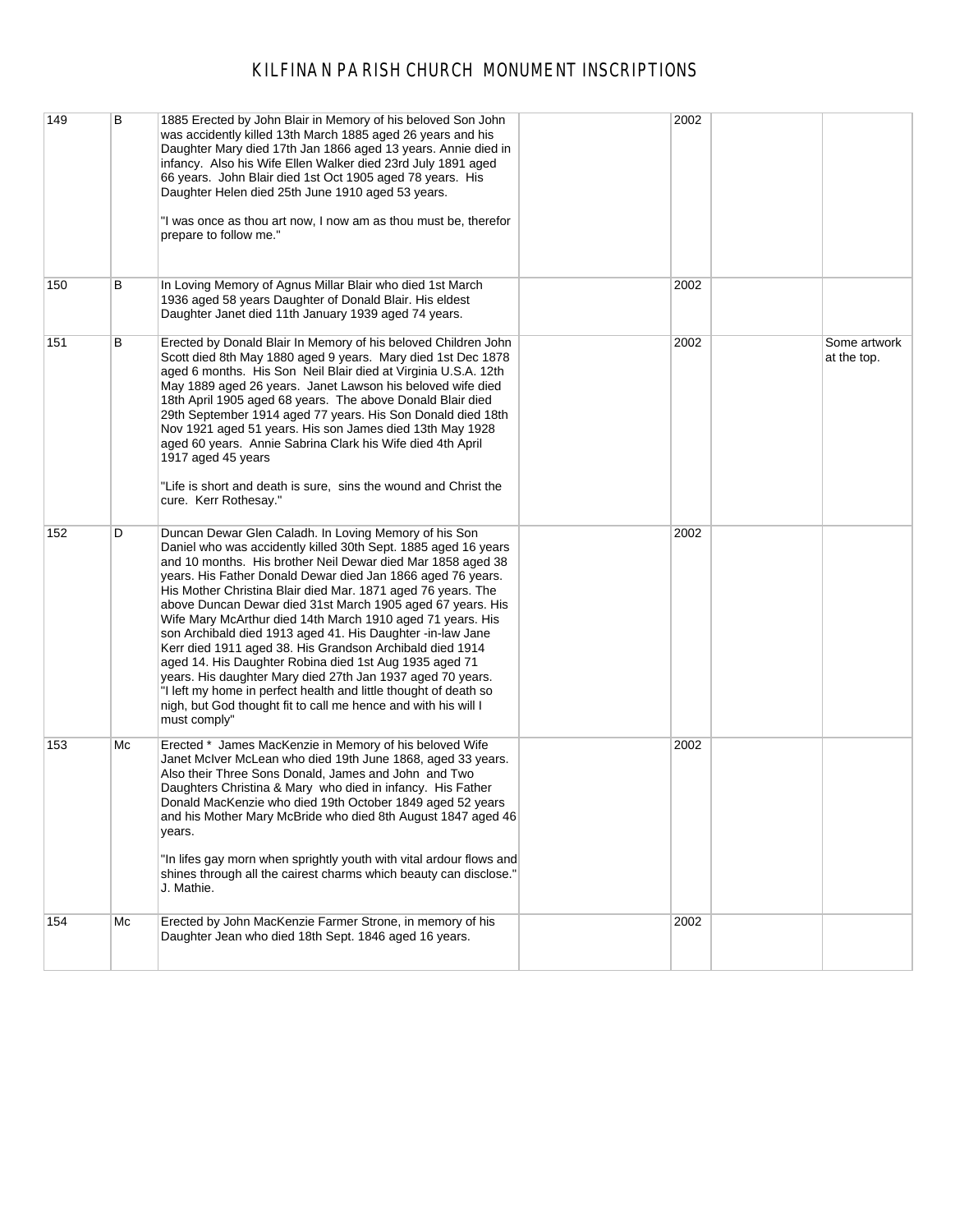# KILFINAN PARISH CHURCH MONUMENT INSCRIPTIONS

| | | | | | | |
|---|---|---|---|---|---|---|
| 149 | B | 1885 Erected by John Blair in Memory of his beloved Son John was accidently killed 13th March 1885 aged 26 years and his Daughter Mary died 17th Jan 1866 aged 13 years. Annie died in infancy. Also his Wife Ellen Walker died 23rd July 1891 aged 66 years. John Blair died 1st Oct 1905 aged 78 years. His Daughter Helen died 25th June 1910 aged 53 years.<br><br>"I was once as thou art now, I now am as thou must be, therefor prepare to follow me." | | 2002 | | |
| 150 | B | In Loving Memory of Agnus Millar Blair who died 1st March 1936 aged 58 years Daughter of Donald Blair. His eldest Daughter Janet died 11th January 1939 aged 74 years. | | 2002 | | |
| 151 | B | Erected by Donald Blair In Memory of his beloved Children John Scott died 8th May 1880 aged 9 years. Mary died 1st Dec 1878 aged 6 months. His Son Neil Blair died at Virginia U.S.A. 12th May 1889 aged 26 years. Janet Lawson his beloved wife died 18th April 1905 aged 68 years. The above Donald Blair died 29th September 1914 aged 77 years. His Son Donald died 18th Nov 1921 aged 51 years. His son James died 13th May 1928 aged 60 years. Annie Sabrina Clark his Wife died 4th April 1917 aged 45 years<br><br>"Life is short and death is sure, sins the wound and Christ the cure. Kerr Rothesay." | | 2002 | | Some artwork at the top. |
| 152 | D | Duncan Dewar Glen Caladh. In Loving Memory of his Son Daniel who was accidently killed 30th Sept. 1885 aged 16 years and 10 months. His brother Neil Dewar died Mar 1858 aged 38 years. His Father Donald Dewar died Jan 1866 aged 76 years. His Mother Christina Blair died Mar. 1871 aged 76 years. The above Duncan Dewar died 31st March 1905 aged 67 years. His Wife Mary McArthur died 14th March 1910 aged 71 years. His son Archibald died 1913 aged 41. His Daughter -in-law Jane Kerr died 1911 aged 38. His Grandson Archibald died 1914 aged 14. His Daughter Robina died 1st Aug 1935 aged 71 years. His daughter Mary died 27th Jan 1937 aged 70 years. "I left my home in perfect health and little thought of death so nigh, but God thought fit to call me hence and with his will I must comply" | | 2002 | | |
| 153 | Mc | Erected * James MacKenzie in Memory of his beloved Wife Janet McIver McLean who died 19th June 1868, aged 33 years. Also their Three Sons Donald, James and John and Two Daughters Christina & Mary who died in infancy. His Father Donald MacKenzie who died 19th October 1849 aged 52 years and his Mother Mary McBride who died 8th August 1847 aged 46 years.<br><br>"In lifes gay morn when sprightly youth with vital ardour flows and shines through all the cairest charms which beauty can disclose." J. Mathie. | | 2002 | | |
| 154 | Mc | Erected by John MacKenzie Farmer Strone, in memory of his Daughter Jean who died 18th Sept. 1846 aged 16 years. | | 2002 | | |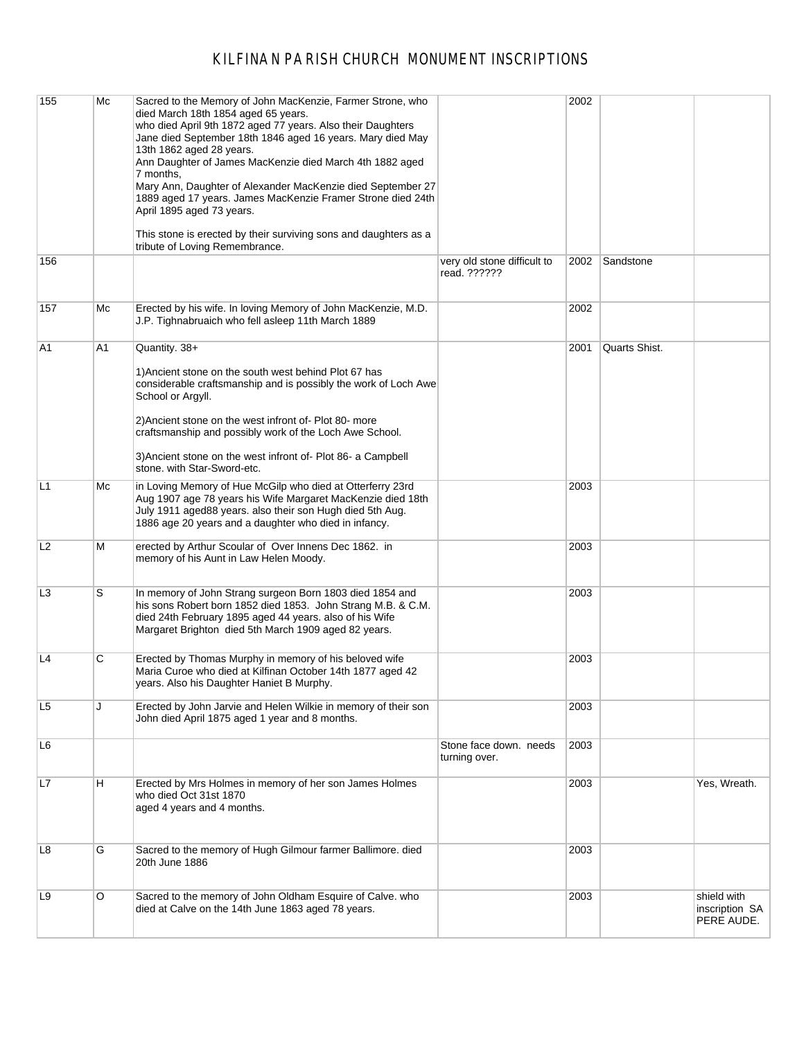# KILFINAN PARISH CHURCH MONUMENT INSCRIPTIONS

| | | | | | | |
|---|---|---|---|---|---|---|
| 155 | Mc | Sacred to the Memory of John MacKenzie, Farmer Strone, who died March 18th 1854 aged 65 years. who died April 9th 1872 aged 77 years. Also their Daughters Jane died September 18th 1846 aged 16 years. Mary died May 13th 1862 aged 28 years. Ann Daughter of James MacKenzie died March 4th 1882 aged 7 months, Mary Ann, Daughter of Alexander MacKenzie died September 27 1889 aged 17 years. James MacKenzie Framer Strone died 24th April 1895 aged 73 years. This stone is erected by their surviving sons and daughters as a tribute of Loving Remembrance. | | 2002 | | |
| 156 | | | very old stone difficult to read. ?????? | 2002 | Sandstone | |
| 157 | Mc | Erected by his wife. In loving Memory of John MacKenzie, M.D. J.P. Tighnabruaich who fell asleep 11th March 1889 | | 2002 | | |
| A1 | A1 | Quantity. 38+ 1)Ancient stone on the south west behind Plot 67 has considerable craftsmanship and is possibly the work of Loch Awe School or Argyll. 2)Ancient stone on the west infront of- Plot 80- more craftsmanship and possibly work of the Loch Awe School. 3)Ancient stone on the west infront of- Plot 86- a Campbell stone. with Star-Sword-etc. | | 2001 | Quarts Shist. | |
| L1 | Mc | in Loving Memory of Hue McGilp who died at Otterferry 23rd Aug 1907 age 78 years his Wife Margaret MacKenzie died 18th July 1911 aged88 years. also their son Hugh died 5th Aug. 1886 age 20 years and a daughter who died in infancy. | | 2003 | | |
| L2 | M | erected by Arthur Scoular of Over Innens Dec 1862. in memory of his Aunt in Law Helen Moody. | | 2003 | | |
| L3 | S | In memory of John Strang surgeon Born 1803 died 1854 and his sons Robert born 1852 died 1853. John Strang M.B. & C.M. died 24th February 1895 aged 44 years. also of his Wife Margaret Brighton died 5th March 1909 aged 82 years. | | 2003 | | |
| L4 | C | Erected by Thomas Murphy in memory of his beloved wife Maria Curoe who died at Kilfinan October 14th 1877 aged 42 years. Also his Daughter Haniet B Murphy. | | 2003 | | |
| L5 | J | Erected by John Jarvie and Helen Wilkie in memory of their son John died April 1875 aged 1 year and 8 months. | | 2003 | | |
| L6 | | | Stone face down. needs turning over. | 2003 | | |
| L7 | H | Erected by Mrs Holmes in memory of her son James Holmes who died Oct 31st 1870 aged 4 years and 4 months. | | 2003 | | Yes, Wreath. |
| L8 | G | Sacred to the memory of Hugh Gilmour farmer Ballimore. died 20th June 1886 | | 2003 | | |
| L9 | O | Sacred to the memory of John Oldham Esquire of Calve. who died at Calve on the 14th June 1863 aged 78 years. | | 2003 | | shield with inscription SA PERE AUDE. |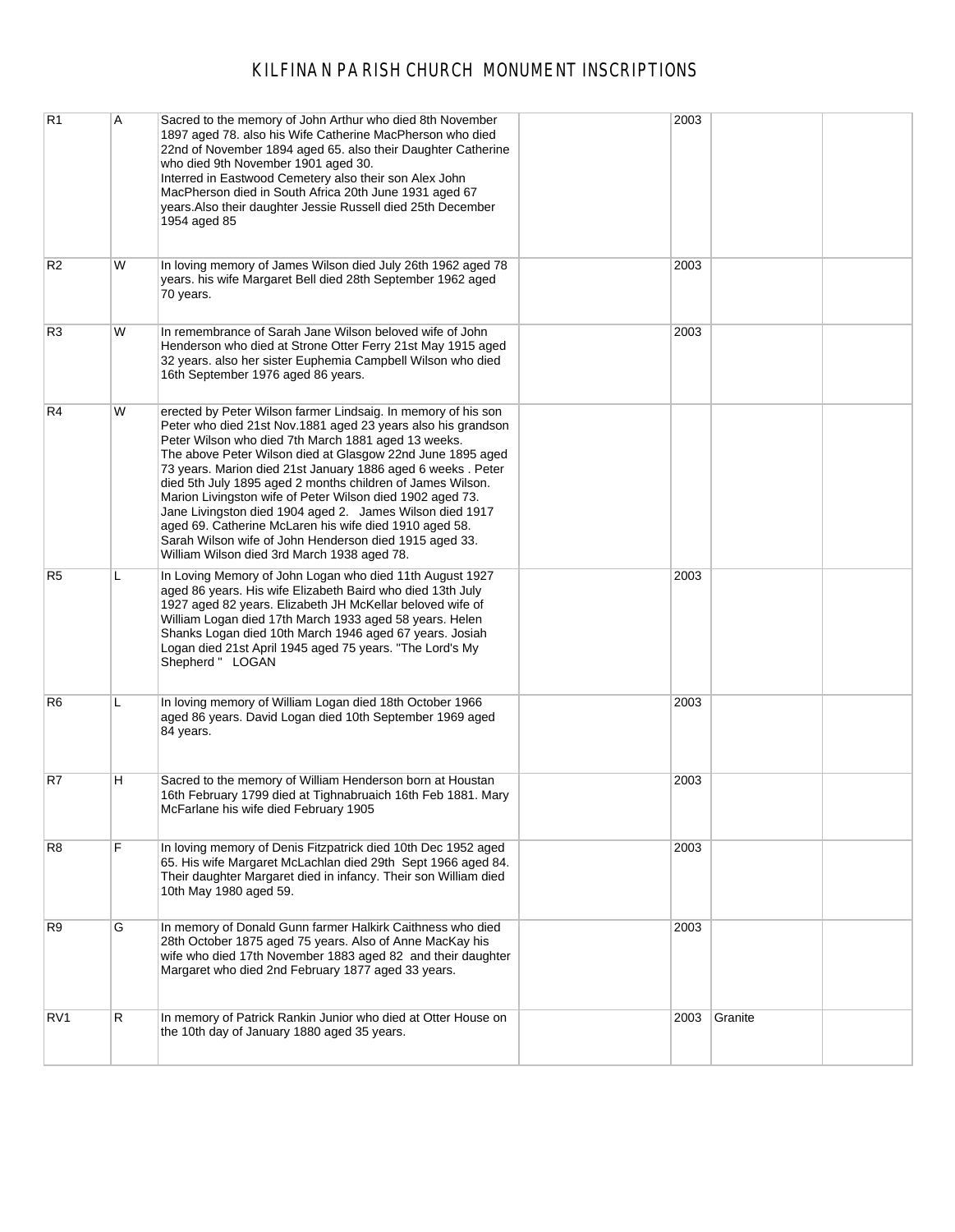# KILFINAN PARISH CHURCH MONUMENT INSCRIPTIONS

| | | | | | | |
|---|---|---|---|---|---|---|
| R1 | A | Sacred to the memory of John Arthur who died 8th November 1897 aged 78. also his Wife Catherine MacPherson who died 22nd of November 1894 aged 65. also their Daughter Catherine who died 9th November 1901 aged 30. Interred in Eastwood Cemetery also their son Alex John MacPherson died in South Africa 20th June 1931 aged 67 years.Also their daughter Jessie Russell died 25th December 1954 aged 85 | | 2003 | | |
| R2 | W | In loving memory of James Wilson died July 26th 1962 aged 78 years. his wife Margaret Bell died 28th September 1962 aged 70 years. | | 2003 | | |
| R3 | W | In remembrance of Sarah Jane Wilson beloved wife of John Henderson who died at Strone Otter Ferry 21st May 1915 aged 32 years. also her sister Euphemia Campbell Wilson who died 16th September 1976 aged 86 years. | | 2003 | | |
| R4 | W | erected by Peter Wilson farmer Lindsaig. In memory of his son Peter who died 21st Nov.1881 aged 23 years also his grandson Peter Wilson who died 7th March 1881 aged 13 weeks. The above Peter Wilson died at Glasgow 22nd June 1895 aged 73 years. Marion died 21st January 1886 aged 6 weeks . Peter died 5th July 1895 aged 2 months children of James Wilson. Marion Livingston wife of Peter Wilson died 1902 aged 73. Jane Livingston died 1904 aged 2. James Wilson died 1917 aged 69. Catherine McLaren his wife died 1910 aged 58. Sarah Wilson wife of John Henderson died 1915 aged 33. William Wilson died 3rd March 1938 aged 78. | | | | |
| R5 | L | In Loving Memory of John Logan who died 11th August 1927 aged 86 years. His wife Elizabeth Baird who died 13th July 1927 aged 82 years. Elizabeth JH McKellar beloved wife of William Logan died 17th March 1933 aged 58 years. Helen Shanks Logan died 10th March 1946 aged 67 years. Josiah Logan died 21st April 1945 aged 75 years. "The Lord's My Shepherd " LOGAN | | 2003 | | |
| R6 | L | In loving memory of William Logan died 18th October 1966 aged 86 years. David Logan died 10th September 1969 aged 84 years. | | 2003 | | |
| R7 | H | Sacred to the memory of William Henderson born at Houstan 16th February 1799 died at Tighnabruaich 16th Feb 1881. Mary McFarlane his wife died February 1905 | | 2003 | | |
| R8 | F | In loving memory of Denis Fitzpatrick died 10th Dec 1952 aged 65. His wife Margaret McLachlan died 29th Sept 1966 aged 84. Their daughter Margaret died in infancy. Their son William died 10th May 1980 aged 59. | | 2003 | | |
| R9 | G | In memory of Donald Gunn farmer Halkirk Caithness who died 28th October 1875 aged 75 years. Also of Anne MacKay his wife who died 17th November 1883 aged 82 and their daughter Margaret who died 2nd February 1877 aged 33 years. | | 2003 | | |
| RV1 | R | In memory of Patrick Rankin Junior who died at Otter House on the 10th day of January 1880 aged 35 years. | | 2003 | Granite | |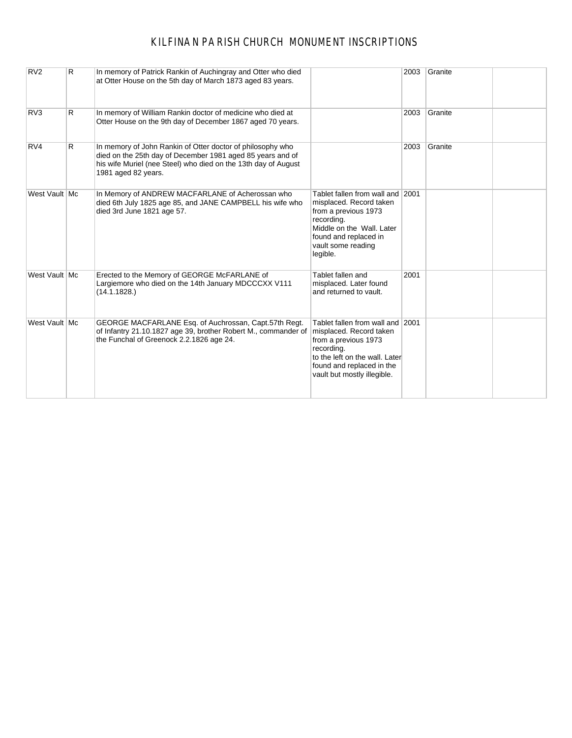# KILFINAN PARISH CHURCH MONUMENT INSCRIPTIONS

| | | | | | | |
|---|---|---|---|---|---|---|
| RV2 | R | In memory of Patrick Rankin of Auchingray and Otter who died at Otter House on the 5th day of March 1873 aged 83 years. | | 2003 | Granite | |
| RV3 | R | In memory of William Rankin doctor of medicine who died at Otter House on the 9th day of December 1867 aged 70 years. | | 2003 | Granite | |
| RV4 | R | In memory of John Rankin of Otter doctor of philosophy who died on the 25th day of December 1981 aged 85 years and of his wife Muriel (nee Steel) who died on the 13th day of August 1981 aged 82 years. | | 2003 | Granite | |
| West Vault | Mc | In Memory of ANDREW MACFARLANE of Acherossan who died 6th July 1825 age 85, and JANE CAMPBELL his wife who died 3rd June 1821 age 57. | Tablet fallen from wall and misplaced. Record taken from a previous 1973 recording. Middle on the Wall. Later found and replaced in vault some reading legible. | 2001 | | |
| West Vault | Mc | Erected to the Memory of GEORGE McFARLANE of Largiemore who died on the 14th January MDCCCXX V111 (14.1.1828.) | Tablet fallen and misplaced. Later found and returned to vault. | 2001 | | |
| West Vault | Mc | GEORGE MACFARLANE Esq. of Auchrossan, Capt.57th Regt. of Infantry 21.10.1827 age 39, brother Robert M., commander of the Funchal of Greenock 2.2.1826 age 24. | Tablet fallen from wall and misplaced. Record taken from a previous 1973 recording. to the left on the wall. Later found and replaced in the vault but mostly illegible. | 2001 | | |